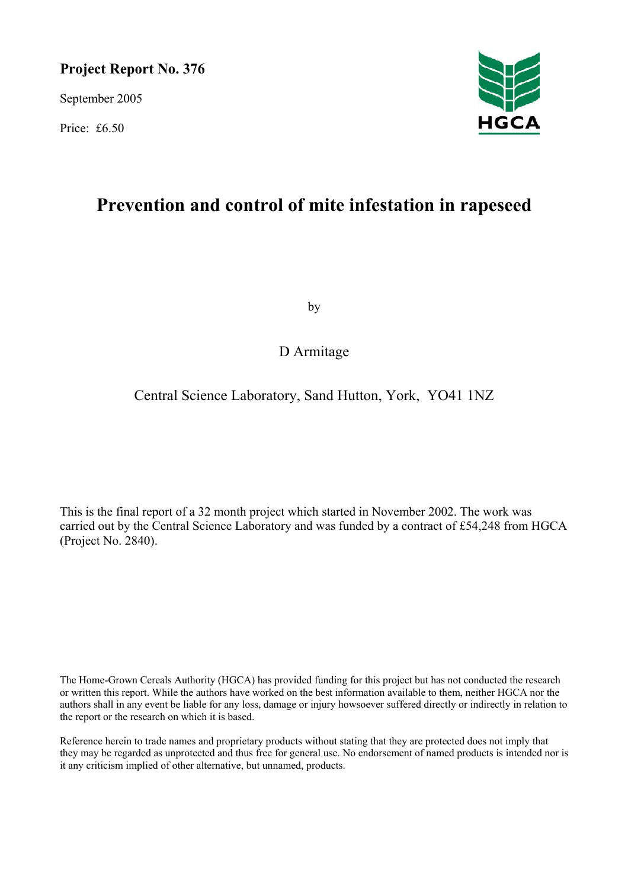**Project Report No. 376**

September 2005

Price: £6.50

HGCA

# Prevention and control of mite infestation in rapeseed

by

D Armitage

Central Science Laboratory, Sand Hutton, York, YO41 1NZ

This is the final report of a 32 month project which started in November 2002. The work was carried out by the Central Science Laboratory and was funded by a contract of £54,248 from HGCA (Project No. 2840).

The Home-Grown Cereals Authority (HGCA) has provided funding for this project but has not conducted the research or written this report. While the authors have worked on the best information available to them, neither HGCA nor the authors shall in any event be liable for any loss, damage or injury howsoever suffered directly or indirectly in relation to the report or the research on which it is based.

Reference herein to trade names and proprietary products without stating that they are protected does not imply that they may be regarded as unprotected and thus free for general use. No endorsement of named products is intended nor is it any criticism implied of other alternative, but unnamed, products.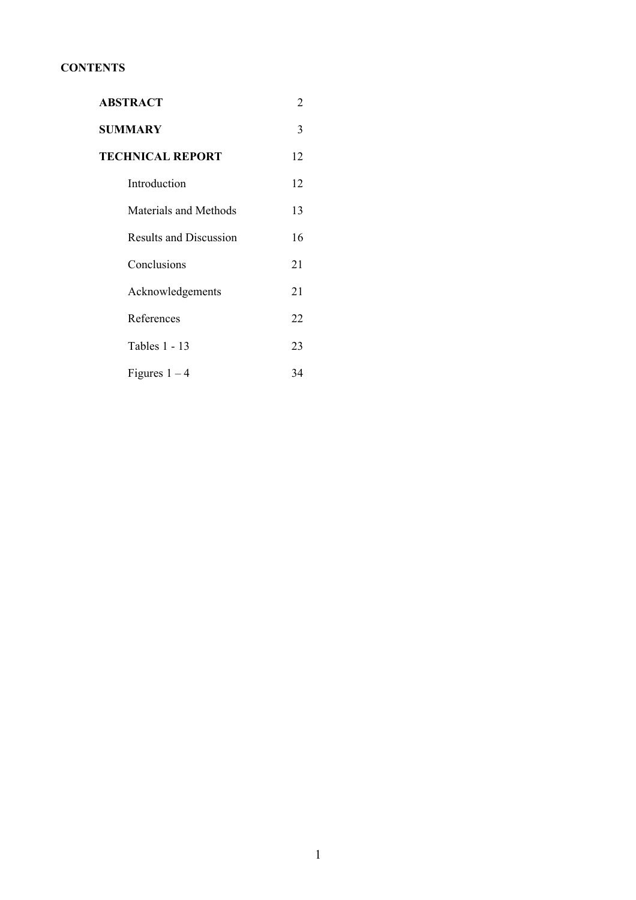**CONTENTS**

| | |
|---|---|
| **ABSTRACT** | 2 |
| **SUMMARY** | 3 |
| **TECHNICAL REPORT** | 12 |
| Introduction | 12 |
| Materials and Methods | 13 |
| Results and Discussion | 16 |
| Conclusions | 21 |
| Acknowledgements | 21 |
| References | 22 |
| Tables 1 - 13 | 23 |
| Figures 1 – 4 | 34 |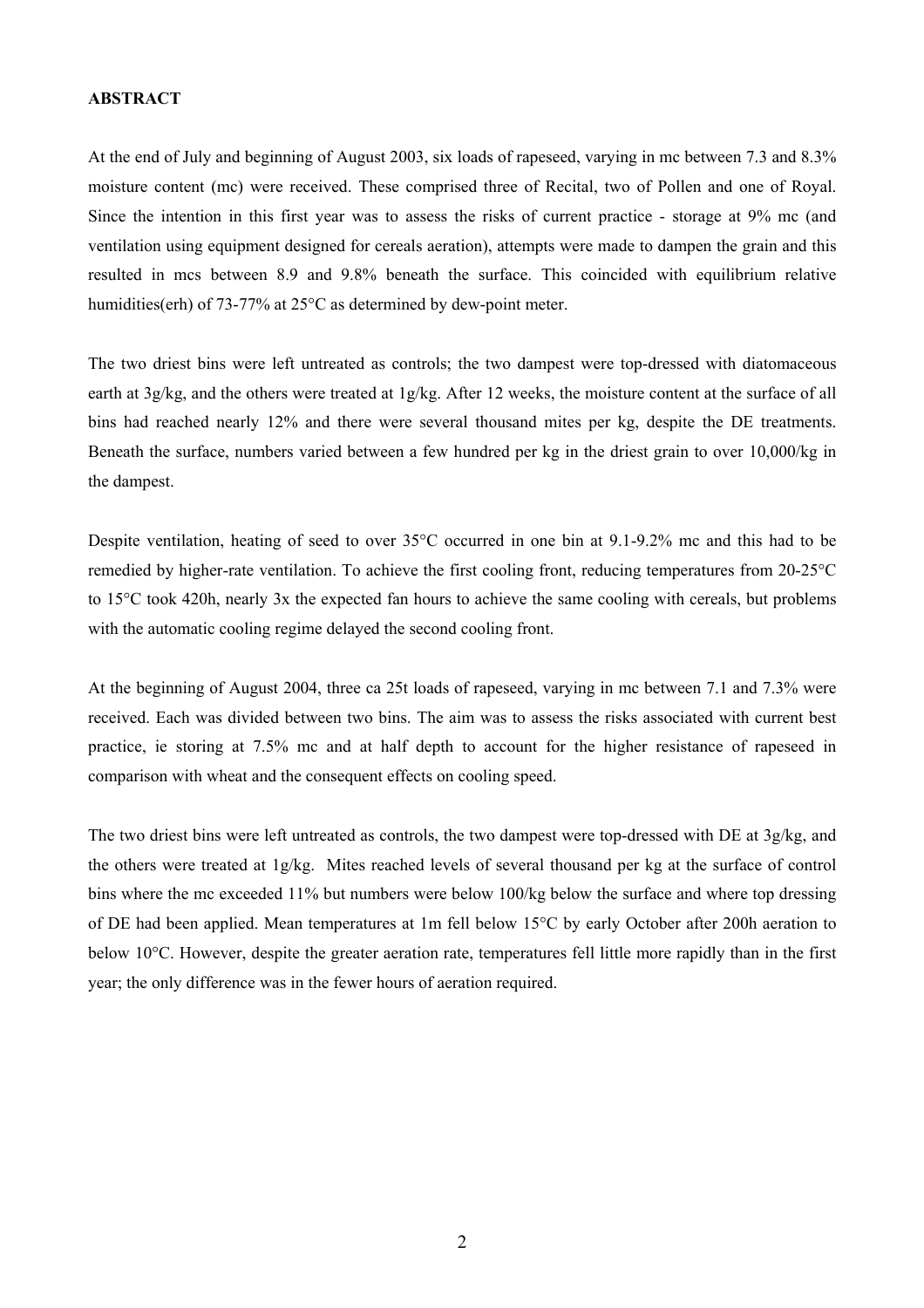## ABSTRACT

At the end of July and beginning of August 2003, six loads of rapeseed, varying in mc between 7.3 and 8.3% moisture content (mc) were received. These comprised three of Recital, two of Pollen and one of Royal. Since the intention in this first year was to assess the risks of current practice - storage at 9% mc (and ventilation using equipment designed for cereals aeration), attempts were made to dampen the grain and this resulted in mcs between 8.9 and 9.8% beneath the surface. This coincided with equilibrium relative humidities(erh) of 73-77% at 25°C as determined by dew-point meter.

The two driest bins were left untreated as controls; the two dampest were top-dressed with diatomaceous earth at 3g/kg, and the others were treated at 1g/kg. After 12 weeks, the moisture content at the surface of all bins had reached nearly 12% and there were several thousand mites per kg, despite the DE treatments. Beneath the surface, numbers varied between a few hundred per kg in the driest grain to over 10,000/kg in the dampest.

Despite ventilation, heating of seed to over 35°C occurred in one bin at 9.1-9.2% mc and this had to be remedied by higher-rate ventilation. To achieve the first cooling front, reducing temperatures from 20-25°C to 15°C took 420h, nearly 3x the expected fan hours to achieve the same cooling with cereals, but problems with the automatic cooling regime delayed the second cooling front.

At the beginning of August 2004, three ca 25t loads of rapeseed, varying in mc between 7.1 and 7.3% were received. Each was divided between two bins. The aim was to assess the risks associated with current best practice, ie storing at 7.5% mc and at half depth to account for the higher resistance of rapeseed in comparison with wheat and the consequent effects on cooling speed.

The two driest bins were left untreated as controls, the two dampest were top-dressed with DE at 3g/kg, and the others were treated at 1g/kg. Mites reached levels of several thousand per kg at the surface of control bins where the mc exceeded 11% but numbers were below 100/kg below the surface and where top dressing of DE had been applied. Mean temperatures at 1m fell below 15°C by early October after 200h aeration to below 10°C. However, despite the greater aeration rate, temperatures fell little more rapidly than in the first year; the only difference was in the fewer hours of aeration required.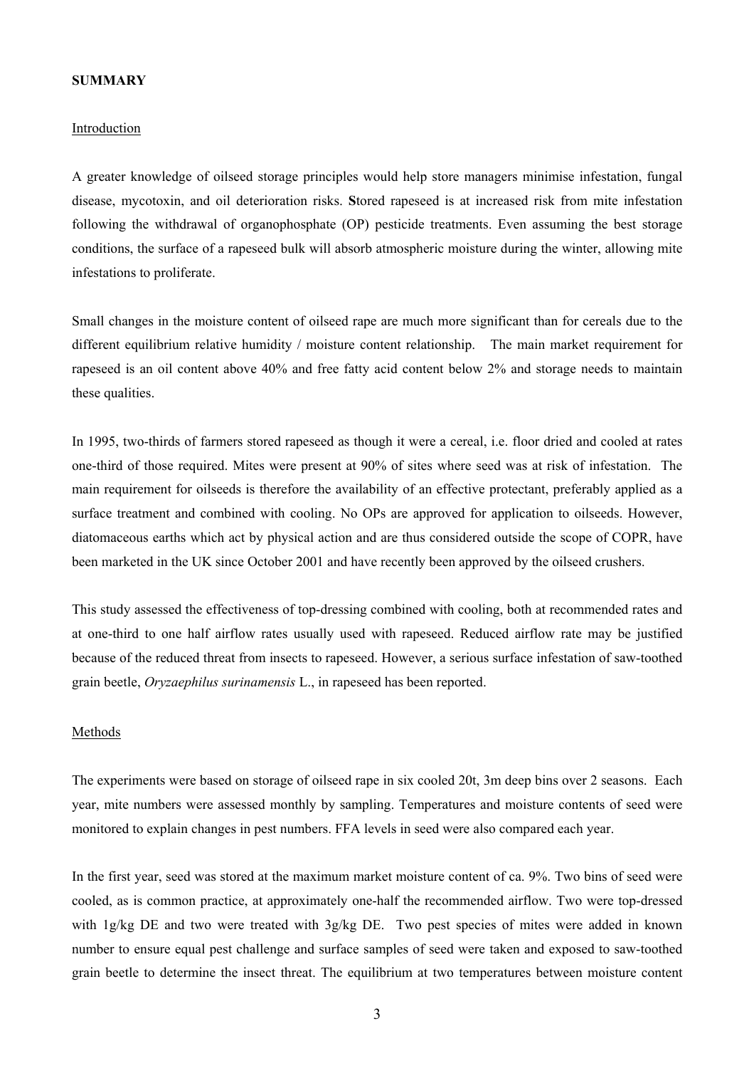**SUMMARY**

Introduction

A greater knowledge of oilseed storage principles would help store managers minimise infestation, fungal disease, mycotoxin, and oil deterioration risks. **S**tored rapeseed is at increased risk from mite infestation following the withdrawal of organophosphate (OP) pesticide treatments. Even assuming the best storage conditions, the surface of a rapeseed bulk will absorb atmospheric moisture during the winter, allowing mite infestations to proliferate.

Small changes in the moisture content of oilseed rape are much more significant than for cereals due to the different equilibrium relative humidity / moisture content relationship. The main market requirement for rapeseed is an oil content above 40% and free fatty acid content below 2% and storage needs to maintain these qualities.

In 1995, two-thirds of farmers stored rapeseed as though it were a cereal, i.e. floor dried and cooled at rates one-third of those required. Mites were present at 90% of sites where seed was at risk of infestation. The main requirement for oilseeds is therefore the availability of an effective protectant, preferably applied as a surface treatment and combined with cooling. No OPs are approved for application to oilseeds. However, diatomaceous earths which act by physical action and are thus considered outside the scope of COPR, have been marketed in the UK since October 2001 and have recently been approved by the oilseed crushers.

This study assessed the effectiveness of top-dressing combined with cooling, both at recommended rates and at one-third to one half airflow rates usually used with rapeseed. Reduced airflow rate may be justified because of the reduced threat from insects to rapeseed. However, a serious surface infestation of saw-toothed grain beetle, *Oryzaephilus surinamensis* L., in rapeseed has been reported.

Methods

The experiments were based on storage of oilseed rape in six cooled 20t, 3m deep bins over 2 seasons. Each year, mite numbers were assessed monthly by sampling. Temperatures and moisture contents of seed were monitored to explain changes in pest numbers. FFA levels in seed were also compared each year.

In the first year, seed was stored at the maximum market moisture content of ca. 9%. Two bins of seed were cooled, as is common practice, at approximately one-half the recommended airflow. Two were top-dressed with 1g/kg DE and two were treated with 3g/kg DE. Two pest species of mites were added in known number to ensure equal pest challenge and surface samples of seed were taken and exposed to saw-toothed grain beetle to determine the insect threat. The equilibrium at two temperatures between moisture content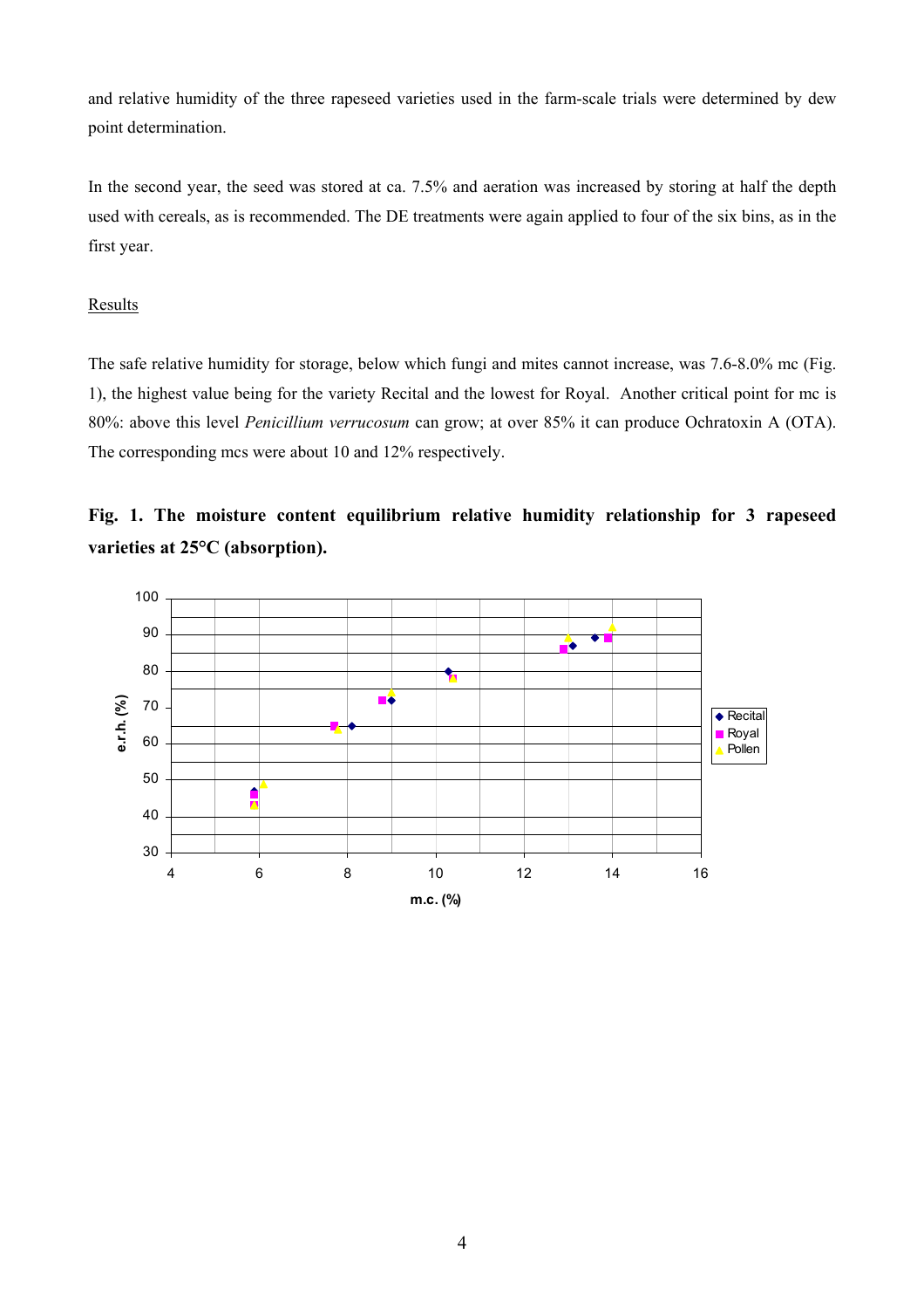and relative humidity of the three rapeseed varieties used in the farm-scale trials were determined by dew point determination.

In the second year, the seed was stored at ca. 7.5% and aeration was increased by storing at half the depth used with cereals, as is recommended. The DE treatments were again applied to four of the six bins, as in the first year.

Results

The safe relative humidity for storage, below which fungi and mites cannot increase, was 7.6-8.0% mc (Fig. 1), the highest value being for the variety Recital and the lowest for Royal. Another critical point for mc is 80%: above this level *Penicillium verrucosum* can grow; at over 85% it can produce Ochratoxin A (OTA). The corresponding mcs were about 10 and 12% respectively.

**Fig. 1. The moisture content equilibrium relative humidity relationship for 3 rapeseed varieties at 25°C (absorption).**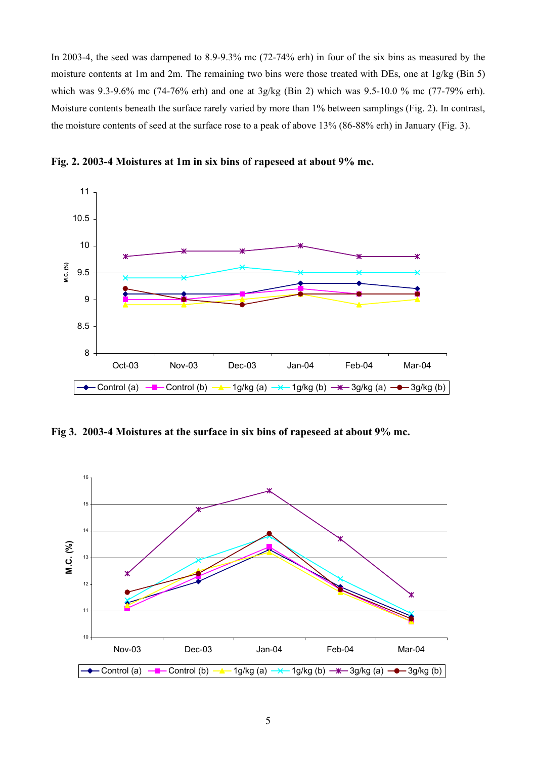In 2003-4, the seed was dampened to 8.9-9.3% mc (72-74% erh) in four of the six bins as measured by the moisture contents at 1m and 2m. The remaining two bins were those treated with DEs, one at 1g/kg (Bin 5) which was 9.3-9.6% mc (74-76% erh) and one at 3g/kg (Bin 2) which was 9.5-10.0 % mc (77-79% erh). Moisture contents beneath the surface rarely varied by more than 1% between samplings (Fig. 2). In contrast, the moisture contents of seed at the surface rose to a peak of above 13% (86-88% erh) in January (Fig. 3).

**Fig. 2. 2003-4 Moistures at 1m in six bins of rapeseed at about 9% mc.**

**Fig 3. 2003-4 Moistures at the surface in six bins of rapeseed at about 9% mc.**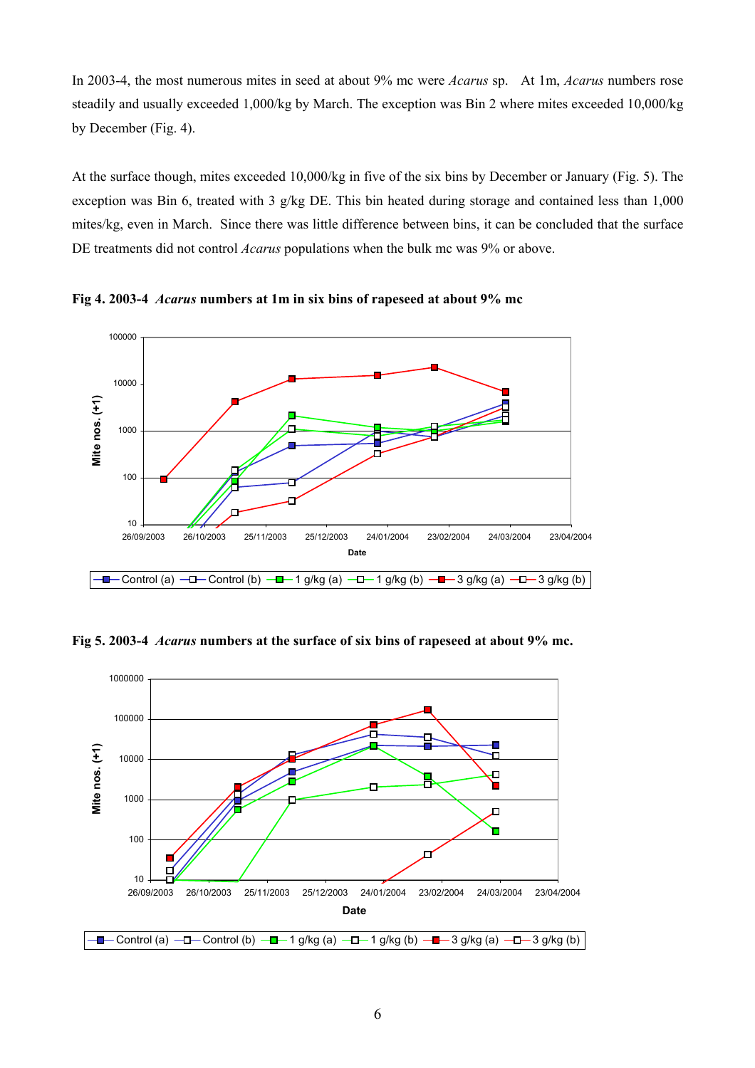In 2003-4, the most numerous mites in seed at about 9% mc were *Acarus* sp. At 1m, *Acarus* numbers rose steadily and usually exceeded 1,000/kg by March. The exception was Bin 2 where mites exceeded 10,000/kg by December (Fig. 4).

At the surface though, mites exceeded 10,000/kg in five of the six bins by December or January (Fig. 5). The exception was Bin 6, treated with 3 g/kg DE. This bin heated during storage and contained less than 1,000 mites/kg, even in March. Since there was little difference between bins, it can be concluded that the surface DE treatments did not control *Acarus* populations when the bulk mc was 9% or above.

**Fig 4. 2003-4 *Acarus* numbers at 1m in six bins of rapeseed at about 9% mc**

**Fig 5. 2003-4 *Acarus* numbers at the surface of six bins of rapeseed at about 9% mc.**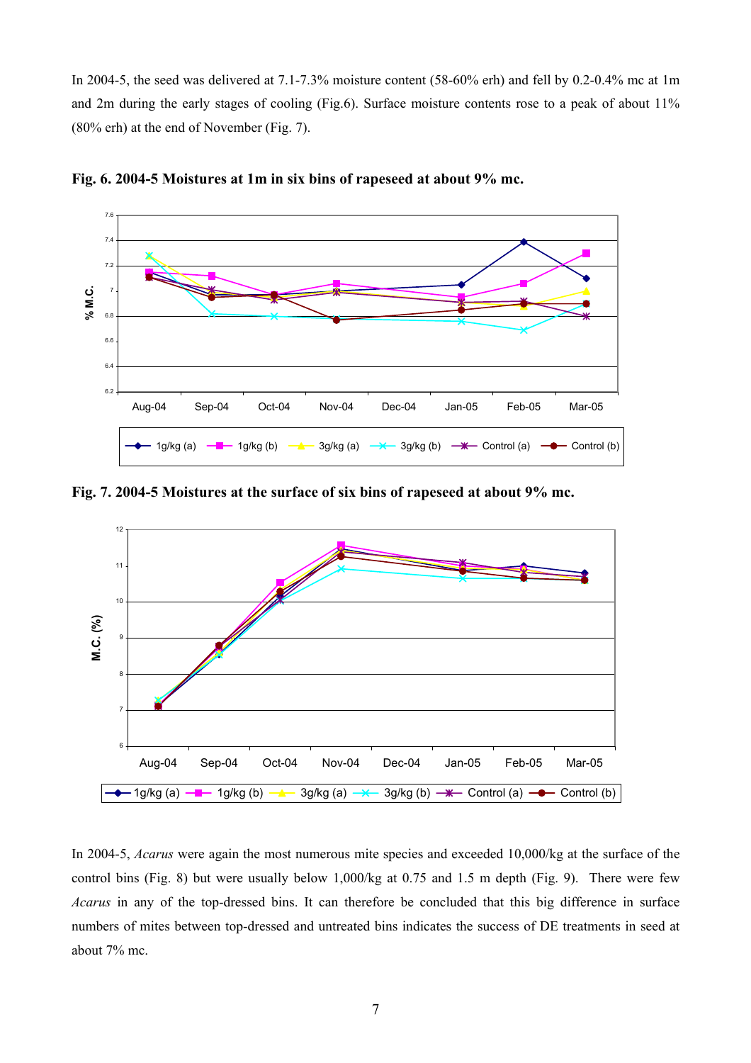In 2004-5, the seed was delivered at 7.1-7.3% moisture content (58-60% erh) and fell by 0.2-0.4% mc at 1m and 2m during the early stages of cooling (Fig.6). Surface moisture contents rose to a peak of about 11% (80% erh) at the end of November (Fig. 7).

**Fig. 6. 2004-5 Moistures at 1m in six bins of rapeseed at about 9% mc.**

**Fig. 7. 2004-5 Moistures at the surface of six bins of rapeseed at about 9% mc.**

In 2004-5, *Acarus* were again the most numerous mite species and exceeded 10,000/kg at the surface of the control bins (Fig. 8) but were usually below 1,000/kg at 0.75 and 1.5 m depth (Fig. 9). There were few *Acarus* in any of the top-dressed bins. It can therefore be concluded that this big difference in surface numbers of mites between top-dressed and untreated bins indicates the success of DE treatments in seed at about 7% mc.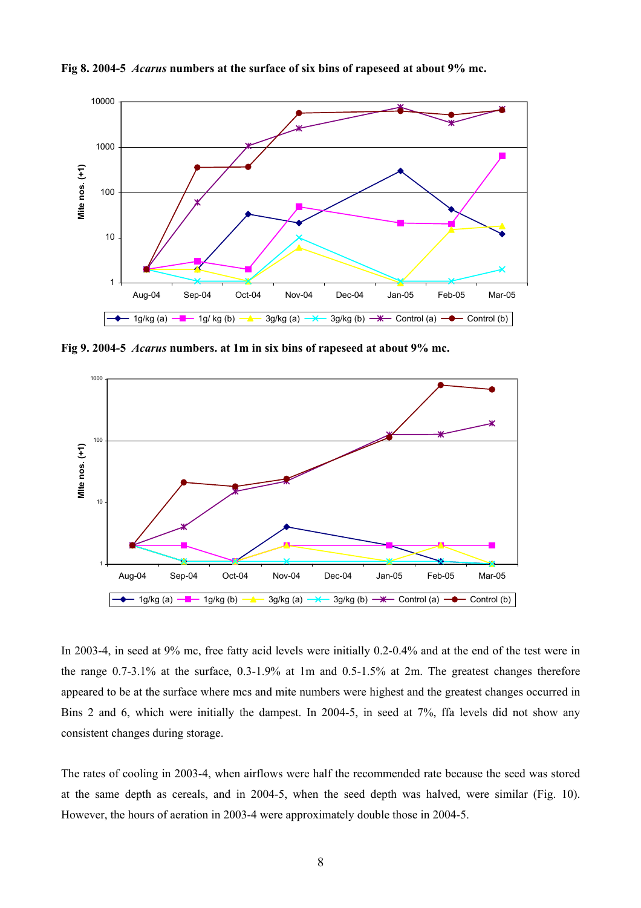**Fig 8. 2004-5 *Acarus* numbers at the surface of six bins of rapeseed at about 9% mc.**

**Fig 9. 2004-5 *Acarus* numbers. at 1m in six bins of rapeseed at about 9% mc.**

In 2003-4, in seed at 9% mc, free fatty acid levels were initially 0.2-0.4% and at the end of the test were in the range 0.7-3.1% at the surface, 0.3-1.9% at 1m and 0.5-1.5% at 2m. The greatest changes therefore appeared to be at the surface where mcs and mite numbers were highest and the greatest changes occurred in Bins 2 and 6, which were initially the dampest. In 2004-5, in seed at 7%, ffa levels did not show any consistent changes during storage.

The rates of cooling in 2003-4, when airflows were half the recommended rate because the seed was stored at the same depth as cereals, and in 2004-5, when the seed depth was halved, were similar (Fig. 10). However, the hours of aeration in 2003-4 were approximately double those in 2004-5.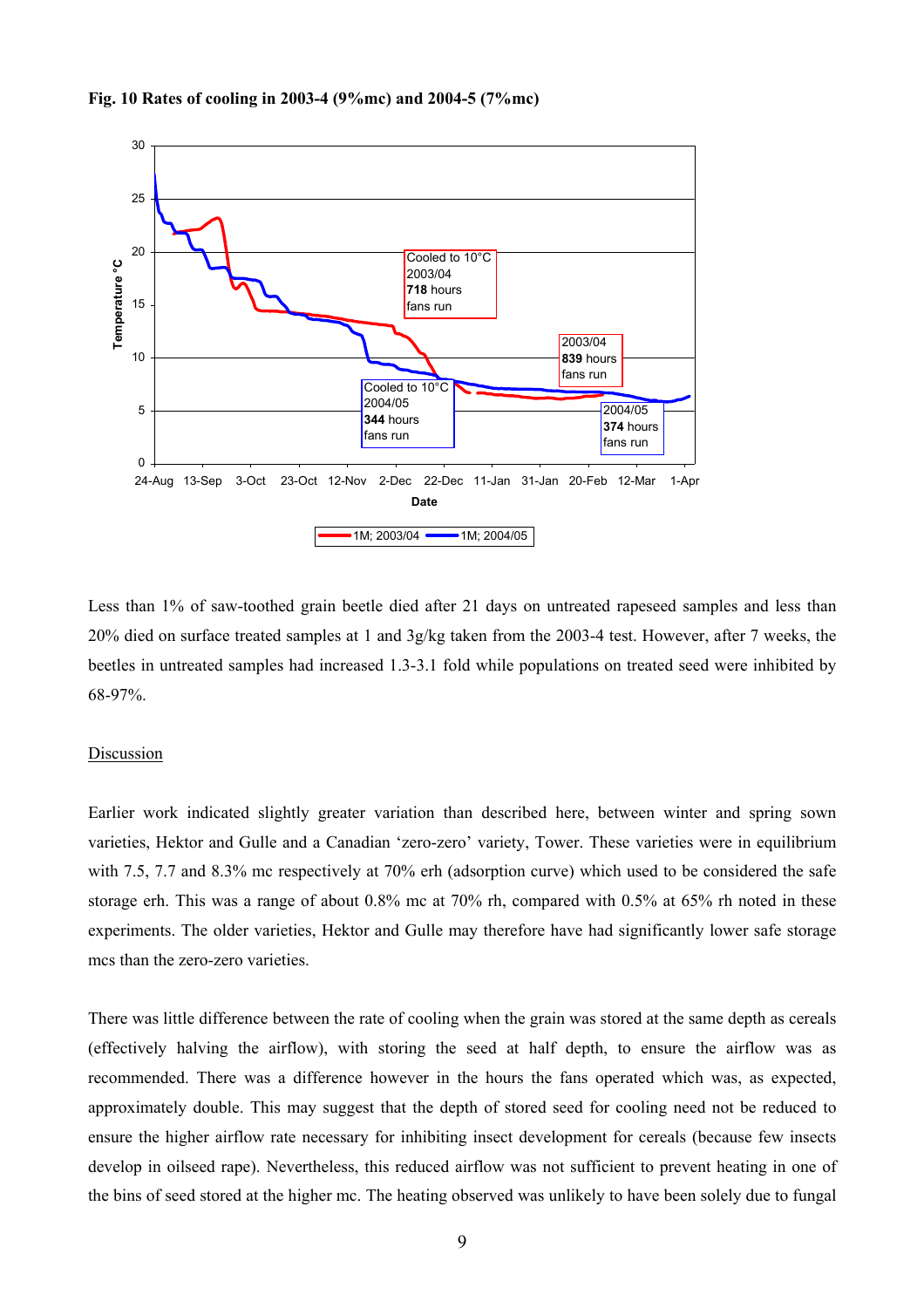**Fig. 10 Rates of cooling in 2003-4 (9%mc) and 2004-5 (7%mc)**

Less than 1% of saw-toothed grain beetle died after 21 days on untreated rapeseed samples and less than 20% died on surface treated samples at 1 and 3g/kg taken from the 2003-4 test. However, after 7 weeks, the beetles in untreated samples had increased 1.3-3.1 fold while populations on treated seed were inhibited by 68-97%.

## Discussion

Earlier work indicated slightly greater variation than described here, between winter and spring sown varieties, Hektor and Gulle and a Canadian 'zero-zero' variety, Tower. These varieties were in equilibrium with 7.5, 7.7 and 8.3% mc respectively at 70% erh (adsorption curve) which used to be considered the safe storage erh. This was a range of about 0.8% mc at 70% rh, compared with 0.5% at 65% rh noted in these experiments. The older varieties, Hektor and Gulle may therefore have had significantly lower safe storage mcs than the zero-zero varieties.

There was little difference between the rate of cooling when the grain was stored at the same depth as cereals (effectively halving the airflow), with storing the seed at half depth, to ensure the airflow was as recommended. There was a difference however in the hours the fans operated which was, as expected, approximately double. This may suggest that the depth of stored seed for cooling need not be reduced to ensure the higher airflow rate necessary for inhibiting insect development for cereals (because few insects develop in oilseed rape). Nevertheless, this reduced airflow was not sufficient to prevent heating in one of the bins of seed stored at the higher mc. The heating observed was unlikely to have been solely due to fungal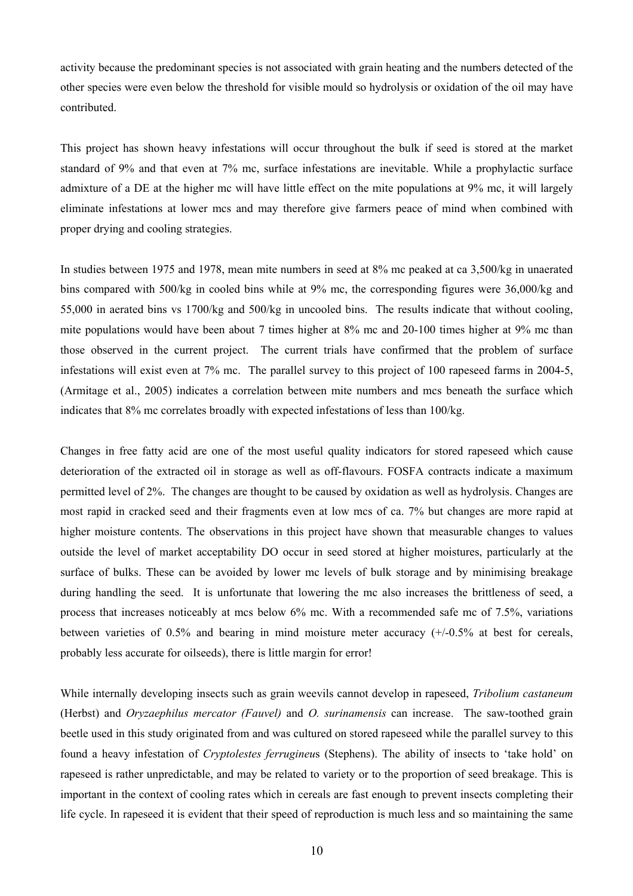activity because the predominant species is not associated with grain heating and the numbers detected of the other species were even below the threshold for visible mould so hydrolysis or oxidation of the oil may have contributed.

This project has shown heavy infestations will occur throughout the bulk if seed is stored at the market standard of 9% and that even at 7% mc, surface infestations are inevitable. While a prophylactic surface admixture of a DE at the higher mc will have little effect on the mite populations at 9% mc, it will largely eliminate infestations at lower mcs and may therefore give farmers peace of mind when combined with proper drying and cooling strategies.

In studies between 1975 and 1978, mean mite numbers in seed at 8% mc peaked at ca 3,500/kg in unaerated bins compared with 500/kg in cooled bins while at 9% mc, the corresponding figures were 36,000/kg and 55,000 in aerated bins vs 1700/kg and 500/kg in uncooled bins. The results indicate that without cooling, mite populations would have been about 7 times higher at 8% mc and 20-100 times higher at 9% mc than those observed in the current project. The current trials have confirmed that the problem of surface infestations will exist even at 7% mc. The parallel survey to this project of 100 rapeseed farms in 2004-5, (Armitage et al., 2005) indicates a correlation between mite numbers and mcs beneath the surface which indicates that 8% mc correlates broadly with expected infestations of less than 100/kg.

Changes in free fatty acid are one of the most useful quality indicators for stored rapeseed which cause deterioration of the extracted oil in storage as well as off-flavours. FOSFA contracts indicate a maximum permitted level of 2%. The changes are thought to be caused by oxidation as well as hydrolysis. Changes are most rapid in cracked seed and their fragments even at low mcs of ca. 7% but changes are more rapid at higher moisture contents. The observations in this project have shown that measurable changes to values outside the level of market acceptability DO occur in seed stored at higher moistures, particularly at the surface of bulks. These can be avoided by lower mc levels of bulk storage and by minimising breakage during handling the seed. It is unfortunate that lowering the mc also increases the brittleness of seed, a process that increases noticeably at mcs below 6% mc. With a recommended safe mc of 7.5%, variations between varieties of 0.5% and bearing in mind moisture meter accuracy (+/-0.5% at best for cereals, probably less accurate for oilseeds), there is little margin for error!

While internally developing insects such as grain weevils cannot develop in rapeseed, *Tribolium castaneum* (Herbst) and *Oryzaephilus mercator (Fauvel)* and *O. surinamensis* can increase. The saw-toothed grain beetle used in this study originated from and was cultured on stored rapeseed while the parallel survey to this found a heavy infestation of *Cryptolestes ferrugineu*s (Stephens). The ability of insects to 'take hold' on rapeseed is rather unpredictable, and may be related to variety or to the proportion of seed breakage. This is important in the context of cooling rates which in cereals are fast enough to prevent insects completing their life cycle. In rapeseed it is evident that their speed of reproduction is much less and so maintaining the same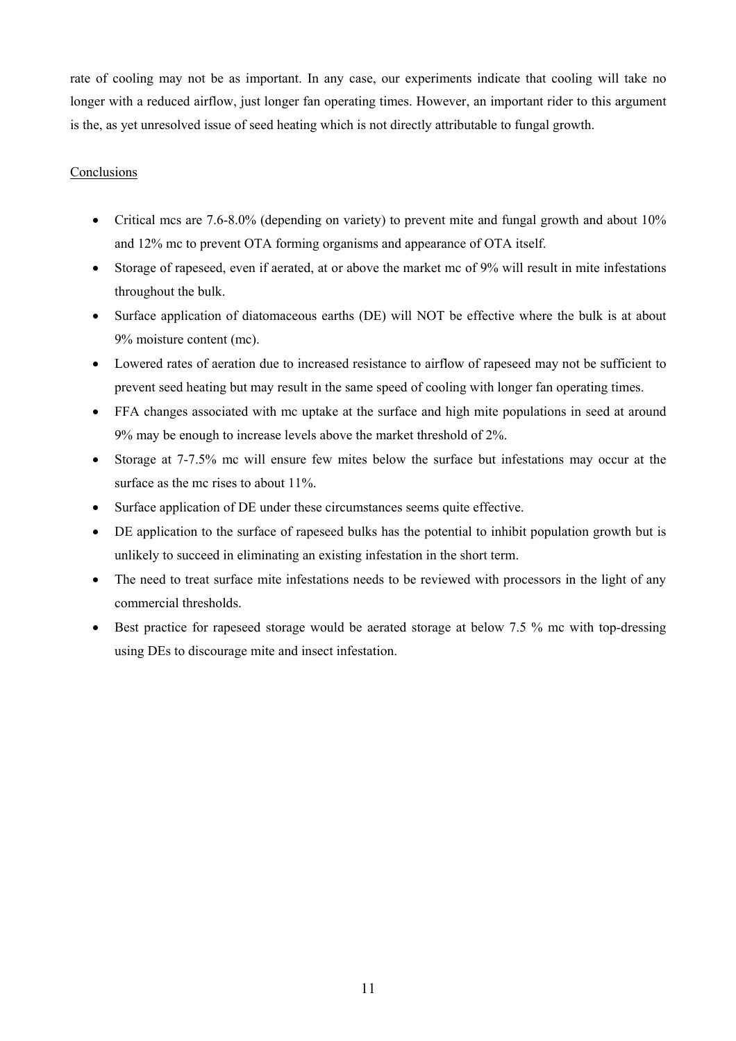rate of cooling may not be as important. In any case, our experiments indicate that cooling will take no longer with a reduced airflow, just longer fan operating times. However, an important rider to this argument is the, as yet unresolved issue of seed heating which is not directly attributable to fungal growth.

## Conclusions

- Critical mcs are 7.6-8.0% (depending on variety) to prevent mite and fungal growth and about 10% and 12% mc to prevent OTA forming organisms and appearance of OTA itself.
- Storage of rapeseed, even if aerated, at or above the market mc of 9% will result in mite infestations throughout the bulk.
- Surface application of diatomaceous earths (DE) will NOT be effective where the bulk is at about 9% moisture content (mc).
- Lowered rates of aeration due to increased resistance to airflow of rapeseed may not be sufficient to prevent seed heating but may result in the same speed of cooling with longer fan operating times.
- FFA changes associated with mc uptake at the surface and high mite populations in seed at around 9% may be enough to increase levels above the market threshold of 2%.
- Storage at 7-7.5% mc will ensure few mites below the surface but infestations may occur at the surface as the mc rises to about 11%.
- Surface application of DE under these circumstances seems quite effective.
- DE application to the surface of rapeseed bulks has the potential to inhibit population growth but is unlikely to succeed in eliminating an existing infestation in the short term.
- The need to treat surface mite infestations needs to be reviewed with processors in the light of any commercial thresholds.
- Best practice for rapeseed storage would be aerated storage at below 7.5 % mc with top-dressing using DEs to discourage mite and insect infestation.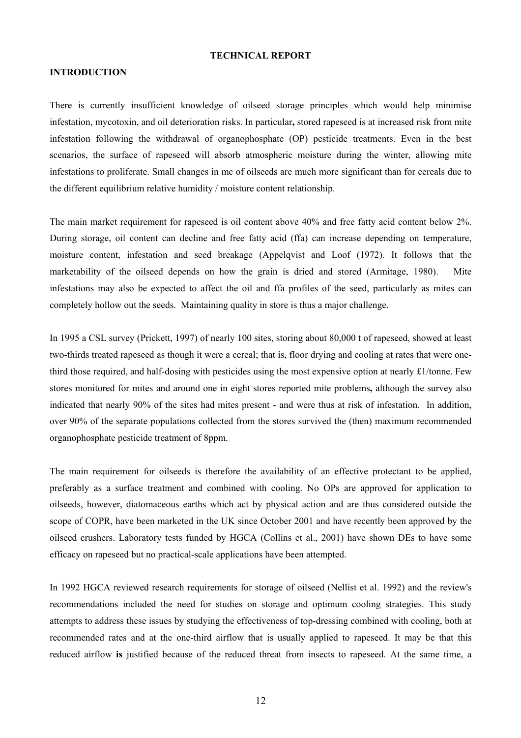**TECHNICAL REPORT**

## INTRODUCTION

There is currently insufficient knowledge of oilseed storage principles which would help minimise infestation, mycotoxin, and oil deterioration risks. In particular**,** stored rapeseed is at increased risk from mite infestation following the withdrawal of organophosphate (OP) pesticide treatments. Even in the best scenarios, the surface of rapeseed will absorb atmospheric moisture during the winter, allowing mite infestations to proliferate. Small changes in mc of oilseeds are much more significant than for cereals due to the different equilibrium relative humidity / moisture content relationship.

The main market requirement for rapeseed is oil content above 40% and free fatty acid content below 2%. During storage, oil content can decline and free fatty acid (ffa) can increase depending on temperature, moisture content, infestation and seed breakage (Appelqvist and Loof (1972). It follows that the marketability of the oilseed depends on how the grain is dried and stored (Armitage, 1980). Mite infestations may also be expected to affect the oil and ffa profiles of the seed, particularly as mites can completely hollow out the seeds. Maintaining quality in store is thus a major challenge.

In 1995 a CSL survey (Prickett, 1997) of nearly 100 sites, storing about 80,000 t of rapeseed, showed at least two-thirds treated rapeseed as though it were a cereal; that is, floor drying and cooling at rates that were one-third those required, and half-dosing with pesticides using the most expensive option at nearly £1/tonne. Few stores monitored for mites and around one in eight stores reported mite problems**,** although the survey also indicated that nearly 90% of the sites had mites present - and were thus at risk of infestation. In addition, over 90% of the separate populations collected from the stores survived the (then) maximum recommended organophosphate pesticide treatment of 8ppm.

The main requirement for oilseeds is therefore the availability of an effective protectant to be applied, preferably as a surface treatment and combined with cooling. No OPs are approved for application to oilseeds, however, diatomaceous earths which act by physical action and are thus considered outside the scope of COPR, have been marketed in the UK since October 2001 and have recently been approved by the oilseed crushers. Laboratory tests funded by HGCA (Collins et al., 2001) have shown DEs to have some efficacy on rapeseed but no practical-scale applications have been attempted.

In 1992 HGCA reviewed research requirements for storage of oilseed (Nellist et al. 1992) and the review's recommendations included the need for studies on storage and optimum cooling strategies. This study attempts to address these issues by studying the effectiveness of top-dressing combined with cooling, both at recommended rates and at the one-third airflow that is usually applied to rapeseed. It may be that this reduced airflow **is** justified because of the reduced threat from insects to rapeseed. At the same time, a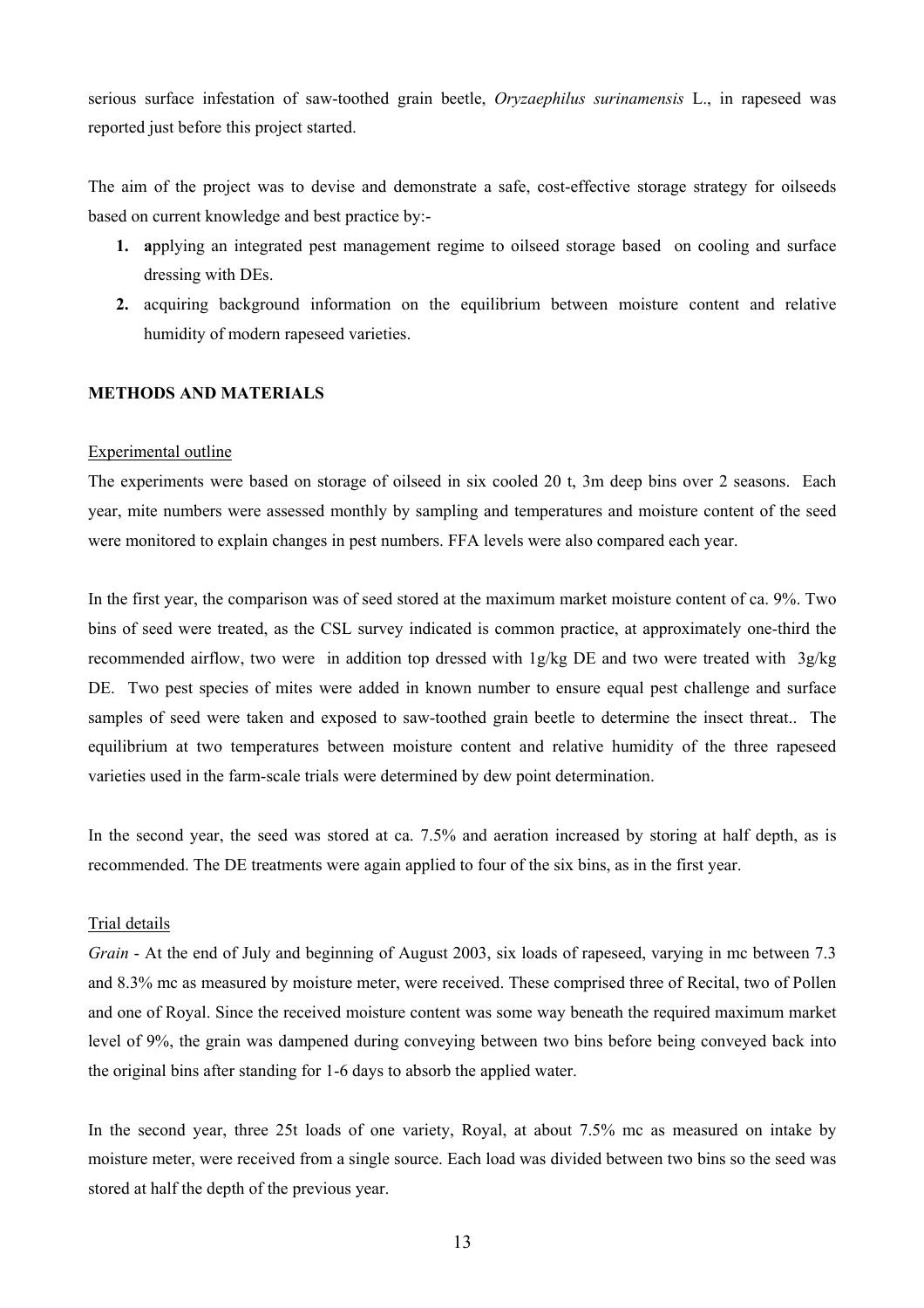serious surface infestation of saw-toothed grain beetle, *Oryzaephilus surinamensis* L., in rapeseed was reported just before this project started.

The aim of the project was to devise and demonstrate a safe, cost-effective storage strategy for oilseeds based on current knowledge and best practice by:-

1. **a**pplying an integrated pest management regime to oilseed storage based on cooling and surface dressing with DEs.
2. acquiring background information on the equilibrium between moisture content and relative humidity of modern rapeseed varieties.

## METHODS AND MATERIALS

### Experimental outline

The experiments were based on storage of oilseed in six cooled 20 t, 3m deep bins over 2 seasons. Each year, mite numbers were assessed monthly by sampling and temperatures and moisture content of the seed were monitored to explain changes in pest numbers. FFA levels were also compared each year.

In the first year, the comparison was of seed stored at the maximum market moisture content of ca. 9%. Two bins of seed were treated, as the CSL survey indicated is common practice, at approximately one-third the recommended airflow, two were in addition top dressed with 1g/kg DE and two were treated with 3g/kg DE. Two pest species of mites were added in known number to ensure equal pest challenge and surface samples of seed were taken and exposed to saw-toothed grain beetle to determine the insect threat.. The equilibrium at two temperatures between moisture content and relative humidity of the three rapeseed varieties used in the farm-scale trials were determined by dew point determination.

In the second year, the seed was stored at ca. 7.5% and aeration increased by storing at half depth, as is recommended. The DE treatments were again applied to four of the six bins, as in the first year.

### Trial details

*Grain* - At the end of July and beginning of August 2003, six loads of rapeseed, varying in mc between 7.3 and 8.3% mc as measured by moisture meter, were received. These comprised three of Recital, two of Pollen and one of Royal. Since the received moisture content was some way beneath the required maximum market level of 9%, the grain was dampened during conveying between two bins before being conveyed back into the original bins after standing for 1-6 days to absorb the applied water.

In the second year, three 25t loads of one variety, Royal, at about 7.5% mc as measured on intake by moisture meter, were received from a single source. Each load was divided between two bins so the seed was stored at half the depth of the previous year.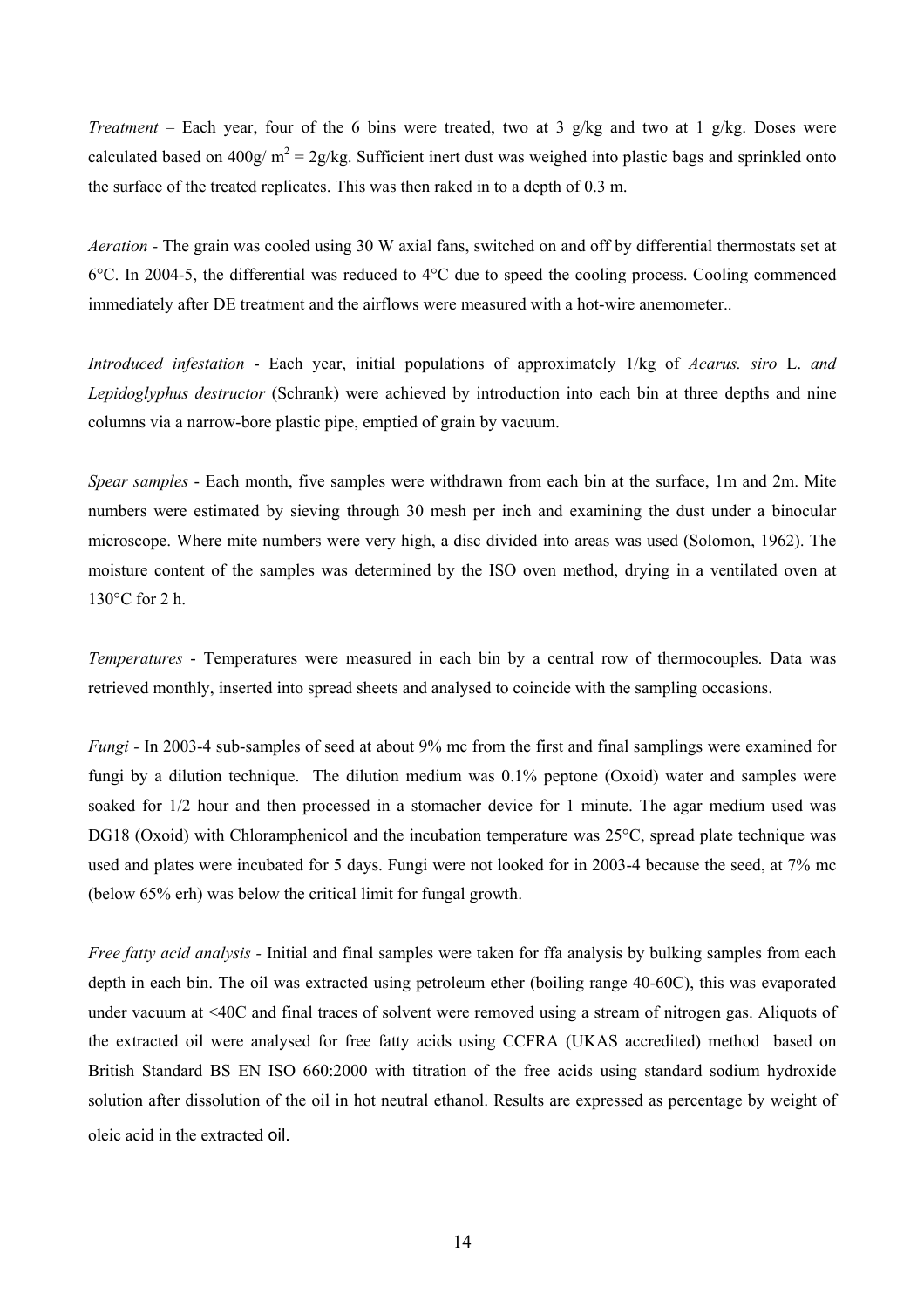*Treatment* – Each year, four of the 6 bins were treated, two at 3 g/kg and two at 1 g/kg. Doses were calculated based on 400g/ $m^2$ = 2g/kg. Sufficient inert dust was weighed into plastic bags and sprinkled onto the surface of the treated replicates. This was then raked in to a depth of 0.3 m.

*Aeration* - The grain was cooled using 30 W axial fans, switched on and off by differential thermostats set at 6°C. In 2004-5, the differential was reduced to 4°C due to speed the cooling process. Cooling commenced immediately after DE treatment and the airflows were measured with a hot-wire anemometer..

*Introduced infestation* - Each year, initial populations of approximately 1/kg of *Acarus. siro* L. *and Lepidoglyphus destructor* (Schrank) were achieved by introduction into each bin at three depths and nine columns via a narrow-bore plastic pipe, emptied of grain by vacuum.

*Spear samples* - Each month, five samples were withdrawn from each bin at the surface, 1m and 2m. Mite numbers were estimated by sieving through 30 mesh per inch and examining the dust under a binocular microscope. Where mite numbers were very high, a disc divided into areas was used (Solomon, 1962). The moisture content of the samples was determined by the ISO oven method, drying in a ventilated oven at 130°C for 2 h.

*Temperatures* - Temperatures were measured in each bin by a central row of thermocouples. Data was retrieved monthly, inserted into spread sheets and analysed to coincide with the sampling occasions.

*Fungi* - In 2003-4 sub-samples of seed at about 9% mc from the first and final samplings were examined for fungi by a dilution technique. The dilution medium was 0.1% peptone (Oxoid) water and samples were soaked for 1/2 hour and then processed in a stomacher device for 1 minute. The agar medium used was DG18 (Oxoid) with Chloramphenicol and the incubation temperature was 25°C, spread plate technique was used and plates were incubated for 5 days. Fungi were not looked for in 2003-4 because the seed, at 7% mc (below 65% erh) was below the critical limit for fungal growth.

*Free fatty acid analysis* - Initial and final samples were taken for ffa analysis by bulking samples from each depth in each bin. The oil was extracted using petroleum ether (boiling range 40-60C), this was evaporated under vacuum at <40C and final traces of solvent were removed using a stream of nitrogen gas. Aliquots of the extracted oil were analysed for free fatty acids using CCFRA (UKAS accredited) method based on British Standard BS EN ISO 660:2000 with titration of the free acids using standard sodium hydroxide solution after dissolution of the oil in hot neutral ethanol. Results are expressed as percentage by weight of oleic acid in the extracted oil.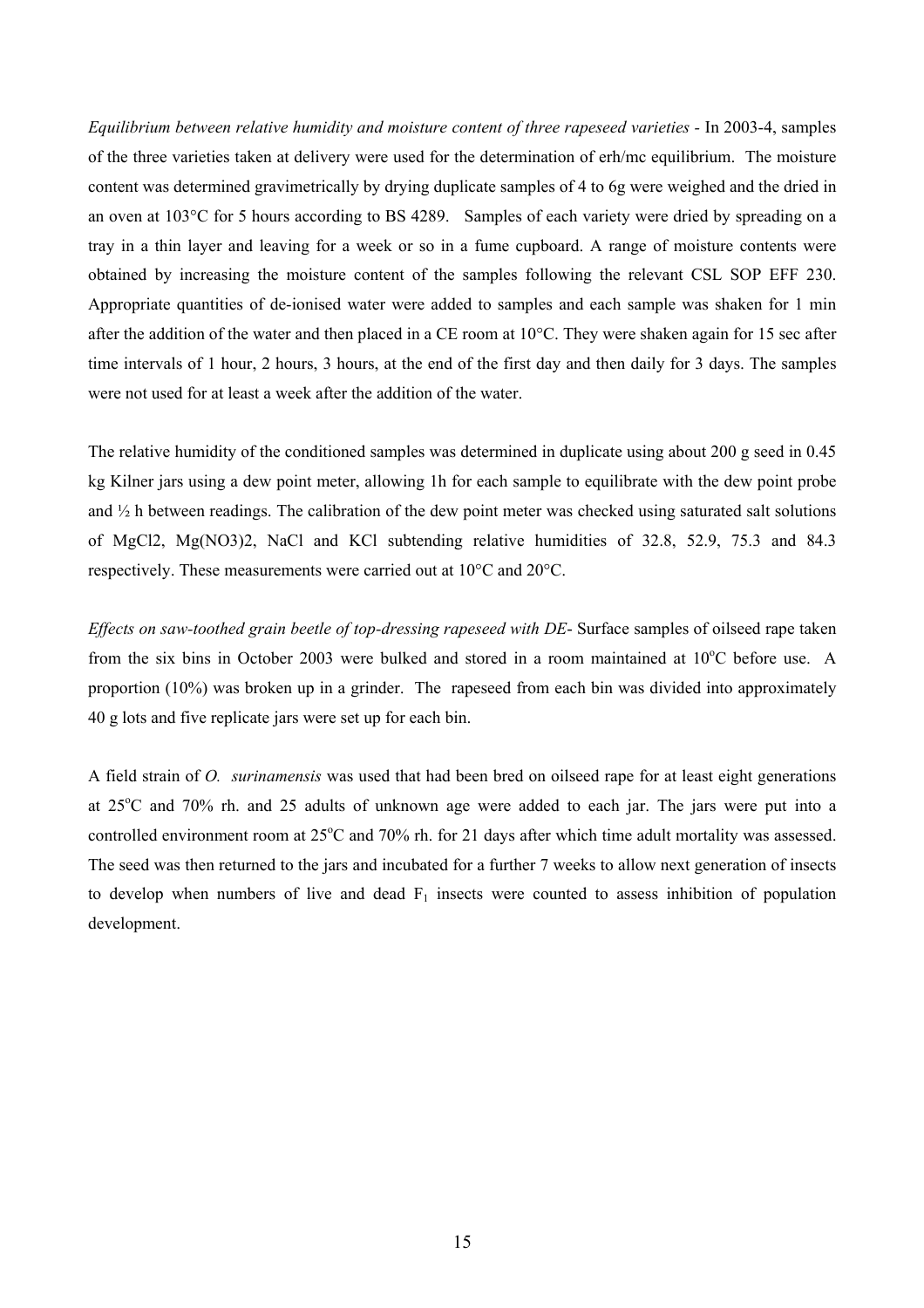*Equilibrium between relative humidity and moisture content of three rapeseed varieties* - In 2003-4, samples of the three varieties taken at delivery were used for the determination of erh/mc equilibrium. The moisture content was determined gravimetrically by drying duplicate samples of 4 to 6g were weighed and the dried in an oven at 103°C for 5 hours according to BS 4289. Samples of each variety were dried by spreading on a tray in a thin layer and leaving for a week or so in a fume cupboard. A range of moisture contents were obtained by increasing the moisture content of the samples following the relevant CSL SOP EFF 230. Appropriate quantities of de-ionised water were added to samples and each sample was shaken for 1 min after the addition of the water and then placed in a CE room at 10°C. They were shaken again for 15 sec after time intervals of 1 hour, 2 hours, 3 hours, at the end of the first day and then daily for 3 days. The samples were not used for at least a week after the addition of the water.

The relative humidity of the conditioned samples was determined in duplicate using about 200 g seed in 0.45 kg Kilner jars using a dew point meter, allowing 1h for each sample to equilibrate with the dew point probe and ½ h between readings. The calibration of the dew point meter was checked using saturated salt solutions of MgCl2, Mg(NO3)2, NaCl and KCl subtending relative humidities of 32.8, 52.9, 75.3 and 84.3 respectively. These measurements were carried out at 10°C and 20°C.

*Effects on saw-toothed grain beetle of top-dressing rapeseed with DE*- Surface samples of oilseed rape taken from the six bins in October 2003 were bulked and stored in a room maintained at 10°C before use. A proportion (10%) was broken up in a grinder. The rapeseed from each bin was divided into approximately 40 g lots and five replicate jars were set up for each bin.

A field strain of *O. surinamensis* was used that had been bred on oilseed rape for at least eight generations at 25°C and 70% rh. and 25 adults of unknown age were added to each jar. The jars were put into a controlled environment room at 25°C and 70% rh. for 21 days after which time adult mortality was assessed. The seed was then returned to the jars and incubated for a further 7 weeks to allow next generation of insects to develop when numbers of live and dead $F_1$ insects were counted to assess inhibition of population development.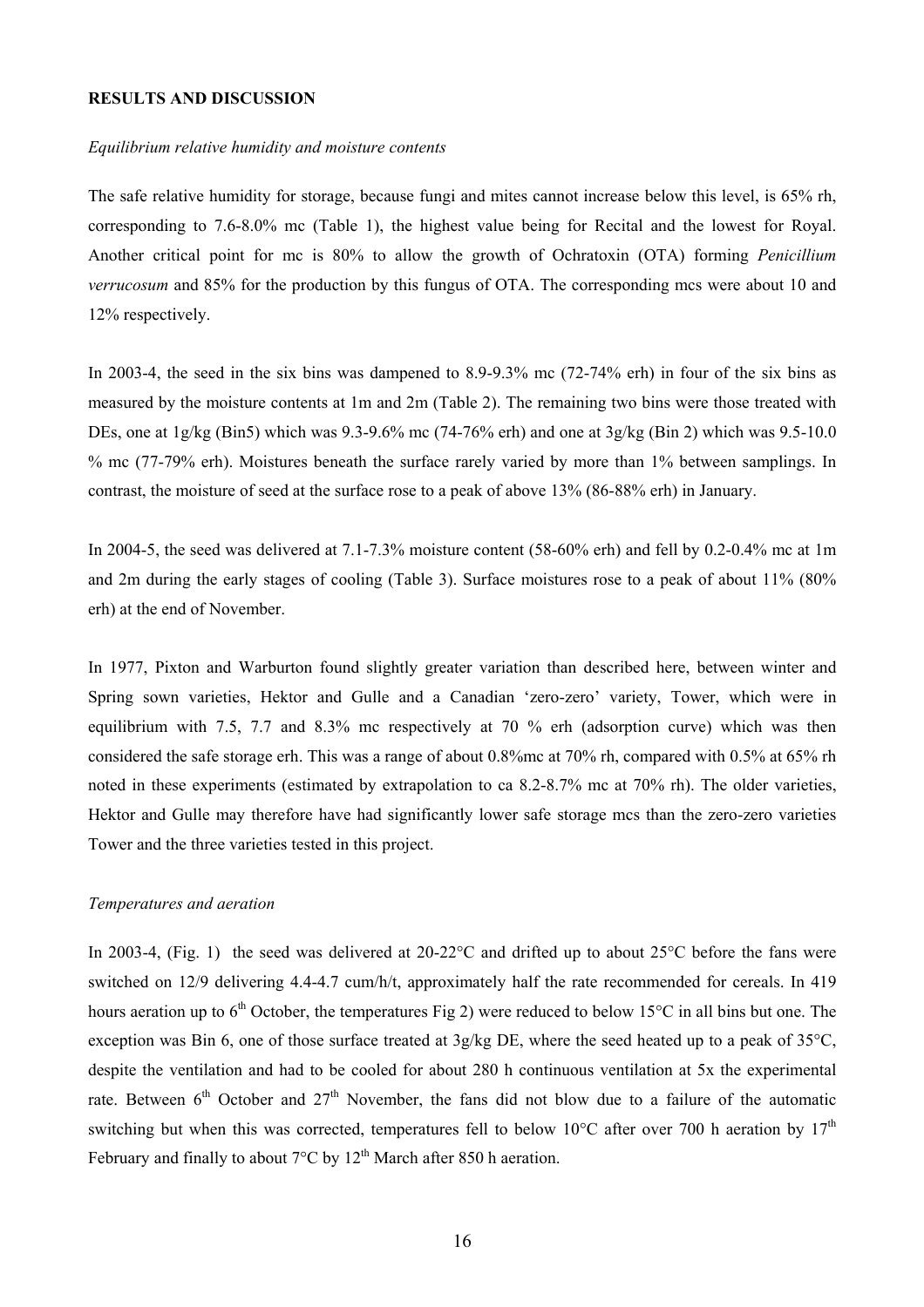**RESULTS AND DISCUSSION**

*Equilibrium relative humidity and moisture contents*

The safe relative humidity for storage, because fungi and mites cannot increase below this level, is 65% rh, corresponding to 7.6-8.0% mc (Table 1), the highest value being for Recital and the lowest for Royal. Another critical point for mc is 80% to allow the growth of Ochratoxin (OTA) forming *Penicillium verrucosum* and 85% for the production by this fungus of OTA. The corresponding mcs were about 10 and 12% respectively.

In 2003-4, the seed in the six bins was dampened to 8.9-9.3% mc (72-74% erh) in four of the six bins as measured by the moisture contents at 1m and 2m (Table 2). The remaining two bins were those treated with DEs, one at 1g/kg (Bin5) which was 9.3-9.6% mc (74-76% erh) and one at 3g/kg (Bin 2) which was 9.5-10.0 % mc (77-79% erh). Moistures beneath the surface rarely varied by more than 1% between samplings. In contrast, the moisture of seed at the surface rose to a peak of above 13% (86-88% erh) in January.

In 2004-5, the seed was delivered at 7.1-7.3% moisture content (58-60% erh) and fell by 0.2-0.4% mc at 1m and 2m during the early stages of cooling (Table 3). Surface moistures rose to a peak of about 11% (80% erh) at the end of November.

In 1977, Pixton and Warburton found slightly greater variation than described here, between winter and Spring sown varieties, Hektor and Gulle and a Canadian 'zero-zero' variety, Tower, which were in equilibrium with 7.5, 7.7 and 8.3% mc respectively at 70 % erh (adsorption curve) which was then considered the safe storage erh. This was a range of about 0.8%mc at 70% rh, compared with 0.5% at 65% rh noted in these experiments (estimated by extrapolation to ca 8.2-8.7% mc at 70% rh). The older varieties, Hektor and Gulle may therefore have had significantly lower safe storage mcs than the zero-zero varieties Tower and the three varieties tested in this project.

*Temperatures and aeration*

In 2003-4, (Fig. 1) the seed was delivered at 20-22°C and drifted up to about 25°C before the fans were switched on 12/9 delivering 4.4-4.7 cum/h/t, approximately half the rate recommended for cereals. In 419 hours aeration up to 6th October, the temperatures Fig 2) were reduced to below 15°C in all bins but one. The exception was Bin 6, one of those surface treated at 3g/kg DE, where the seed heated up to a peak of 35°C, despite the ventilation and had to be cooled for about 280 h continuous ventilation at 5x the experimental rate. Between 6th October and 27th November, the fans did not blow due to a failure of the automatic switching but when this was corrected, temperatures fell to below 10°C after over 700 h aeration by 17th February and finally to about 7°C by 12th March after 850 h aeration.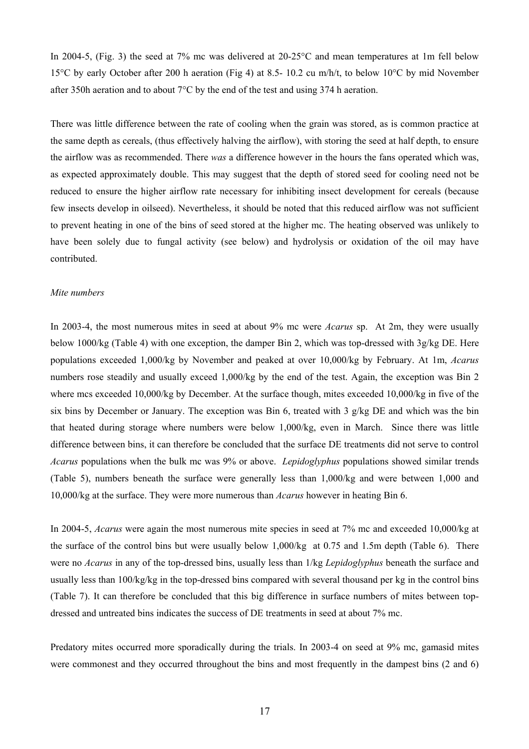In 2004-5, (Fig. 3) the seed at 7% mc was delivered at 20-25°C and mean temperatures at 1m fell below 15°C by early October after 200 h aeration (Fig 4) at 8.5- 10.2 cu m/h/t, to below 10°C by mid November after 350h aeration and to about 7°C by the end of the test and using 374 h aeration.

There was little difference between the rate of cooling when the grain was stored, as is common practice at the same depth as cereals, (thus effectively halving the airflow), with storing the seed at half depth, to ensure the airflow was as recommended. There *was* a difference however in the hours the fans operated which was, as expected approximately double. This may suggest that the depth of stored seed for cooling need not be reduced to ensure the higher airflow rate necessary for inhibiting insect development for cereals (because few insects develop in oilseed). Nevertheless, it should be noted that this reduced airflow was not sufficient to prevent heating in one of the bins of seed stored at the higher mc. The heating observed was unlikely to have been solely due to fungal activity (see below) and hydrolysis or oxidation of the oil may have contributed.

*Mite numbers*

In 2003-4, the most numerous mites in seed at about 9% mc were *Acarus* sp. At 2m, they were usually below 1000/kg (Table 4) with one exception, the damper Bin 2, which was top-dressed with 3g/kg DE. Here populations exceeded 1,000/kg by November and peaked at over 10,000/kg by February. At 1m, *Acarus* numbers rose steadily and usually exceed 1,000/kg by the end of the test. Again, the exception was Bin 2 where mcs exceeded 10,000/kg by December. At the surface though, mites exceeded 10,000/kg in five of the six bins by December or January. The exception was Bin 6, treated with 3 g/kg DE and which was the bin that heated during storage where numbers were below 1,000/kg, even in March. Since there was little difference between bins, it can therefore be concluded that the surface DE treatments did not serve to control *Acarus* populations when the bulk mc was 9% or above. *Lepidoglyphus* populations showed similar trends (Table 5), numbers beneath the surface were generally less than 1,000/kg and were between 1,000 and 10,000/kg at the surface. They were more numerous than *Acarus* however in heating Bin 6.

In 2004-5, *Acarus* were again the most numerous mite species in seed at 7% mc and exceeded 10,000/kg at the surface of the control bins but were usually below 1,000/kg at 0.75 and 1.5m depth (Table 6). There were no *Acarus* in any of the top-dressed bins, usually less than 1/kg *Lepidoglyphus* beneath the surface and usually less than 100/kg/kg in the top-dressed bins compared with several thousand per kg in the control bins (Table 7). It can therefore be concluded that this big difference in surface numbers of mites between top-dressed and untreated bins indicates the success of DE treatments in seed at about 7% mc.

Predatory mites occurred more sporadically during the trials. In 2003-4 on seed at 9% mc, gamasid mites were commonest and they occurred throughout the bins and most frequently in the dampest bins (2 and 6)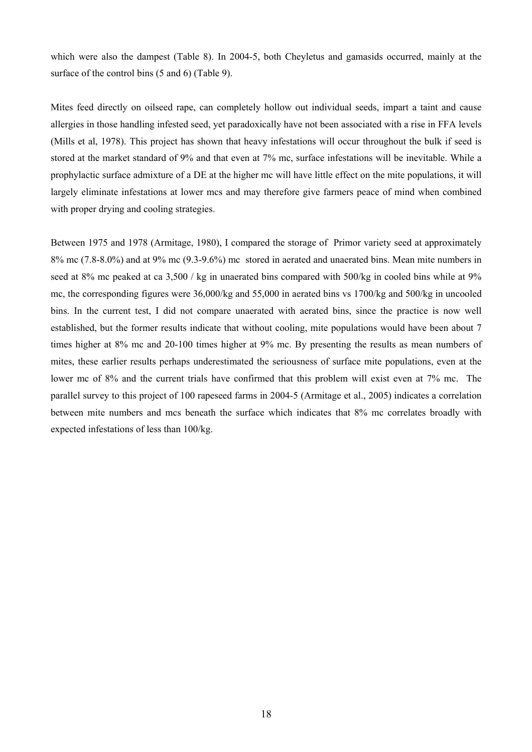which were also the dampest (Table 8). In 2004-5, both Cheyletus and gamasids occurred, mainly at the surface of the control bins (5 and 6) (Table 9).

Mites feed directly on oilseed rape, can completely hollow out individual seeds, impart a taint and cause allergies in those handling infested seed, yet paradoxically have not been associated with a rise in FFA levels (Mills et al, 1978). This project has shown that heavy infestations will occur throughout the bulk if seed is stored at the market standard of 9% and that even at 7% mc, surface infestations will be inevitable. While a prophylactic surface admixture of a DE at the higher mc will have little effect on the mite populations, it will largely eliminate infestations at lower mcs and may therefore give farmers peace of mind when combined with proper drying and cooling strategies.

Between 1975 and 1978 (Armitage, 1980), I compared the storage of Primor variety seed at approximately 8% mc (7.8-8.0%) and at 9% mc (9.3-9.6%) mc stored in aerated and unaerated bins. Mean mite numbers in seed at 8% mc peaked at ca 3,500 / kg in unaerated bins compared with 500/kg in cooled bins while at 9% mc, the corresponding figures were 36,000/kg and 55,000 in aerated bins vs 1700/kg and 500/kg in uncooled bins. In the current test, I did not compare unaerated with aerated bins, since the practice is now well established, but the former results indicate that without cooling, mite populations would have been about 7 times higher at 8% mc and 20-100 times higher at 9% mc. By presenting the results as mean numbers of mites, these earlier results perhaps underestimated the seriousness of surface mite populations, even at the lower mc of 8% and the current trials have confirmed that this problem will exist even at 7% mc. The parallel survey to this project of 100 rapeseed farms in 2004-5 (Armitage et al., 2005) indicates a correlation between mite numbers and mcs beneath the surface which indicates that 8% mc correlates broadly with expected infestations of less than 100/kg.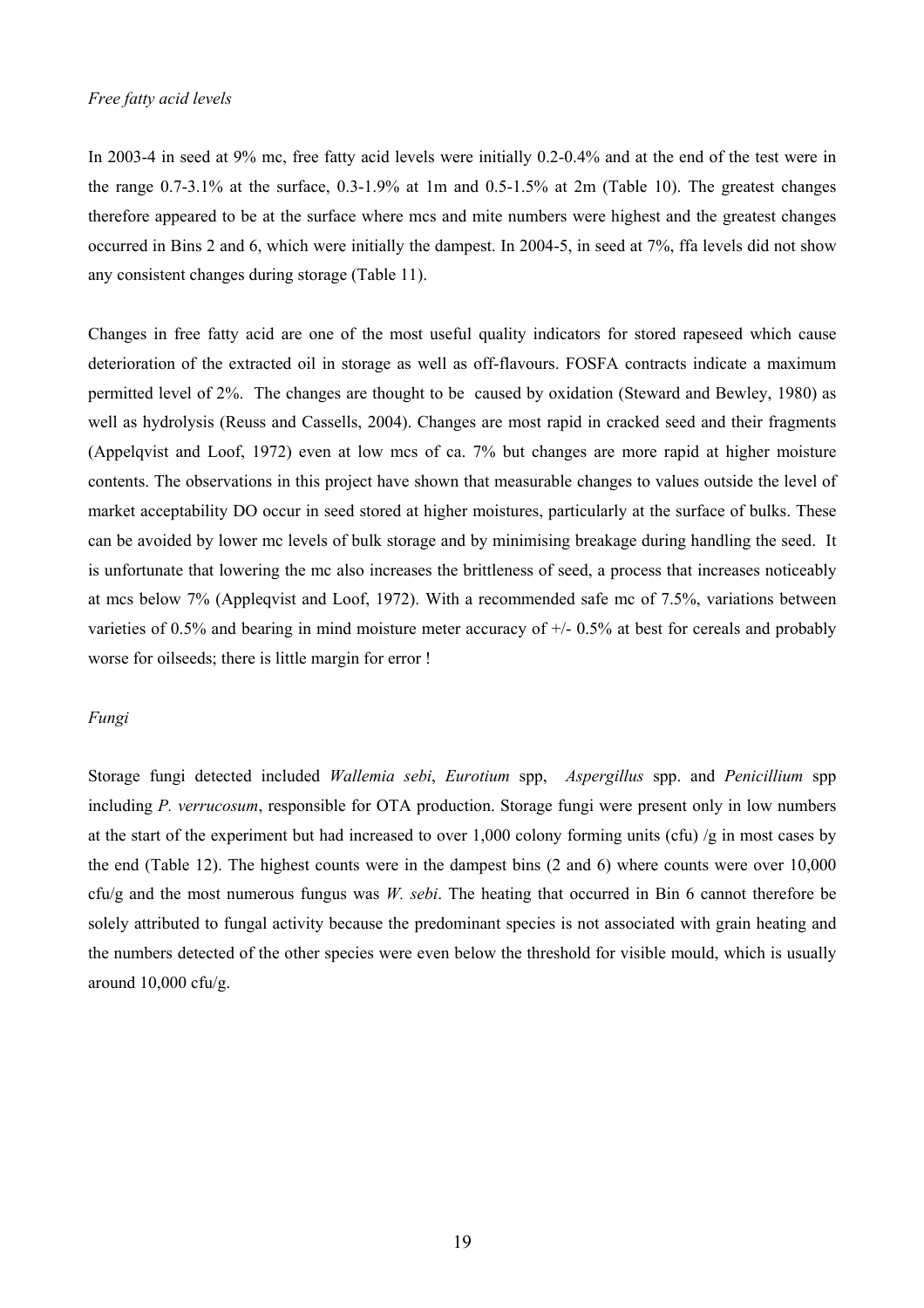*Free fatty acid levels*

In 2003-4 in seed at 9% mc, free fatty acid levels were initially 0.2-0.4% and at the end of the test were in the range 0.7-3.1% at the surface, 0.3-1.9% at 1m and 0.5-1.5% at 2m (Table 10). The greatest changes therefore appeared to be at the surface where mcs and mite numbers were highest and the greatest changes occurred in Bins 2 and 6, which were initially the dampest. In 2004-5, in seed at 7%, ffa levels did not show any consistent changes during storage (Table 11).

Changes in free fatty acid are one of the most useful quality indicators for stored rapeseed which cause deterioration of the extracted oil in storage as well as off-flavours. FOSFA contracts indicate a maximum permitted level of 2%. The changes are thought to be caused by oxidation (Steward and Bewley, 1980) as well as hydrolysis (Reuss and Cassells, 2004). Changes are most rapid in cracked seed and their fragments (Appelqvist and Loof, 1972) even at low mcs of ca. 7% but changes are more rapid at higher moisture contents. The observations in this project have shown that measurable changes to values outside the level of market acceptability DO occur in seed stored at higher moistures, particularly at the surface of bulks. These can be avoided by lower mc levels of bulk storage and by minimising breakage during handling the seed. It is unfortunate that lowering the mc also increases the brittleness of seed, a process that increases noticeably at mcs below 7% (Appleqvist and Loof, 1972). With a recommended safe mc of 7.5%, variations between varieties of 0.5% and bearing in mind moisture meter accuracy of +/- 0.5% at best for cereals and probably worse for oilseeds; there is little margin for error !

*Fungi*

Storage fungi detected included *Wallemia sebi*, *Eurotium* spp, *Aspergillus* spp. and *Penicillium* spp including *P. verrucosum*, responsible for OTA production. Storage fungi were present only in low numbers at the start of the experiment but had increased to over 1,000 colony forming units (cfu) /g in most cases by the end (Table 12). The highest counts were in the dampest bins (2 and 6) where counts were over 10,000 cfu/g and the most numerous fungus was *W. sebi*. The heating that occurred in Bin 6 cannot therefore be solely attributed to fungal activity because the predominant species is not associated with grain heating and the numbers detected of the other species were even below the threshold for visible mould, which is usually around 10,000 cfu/g.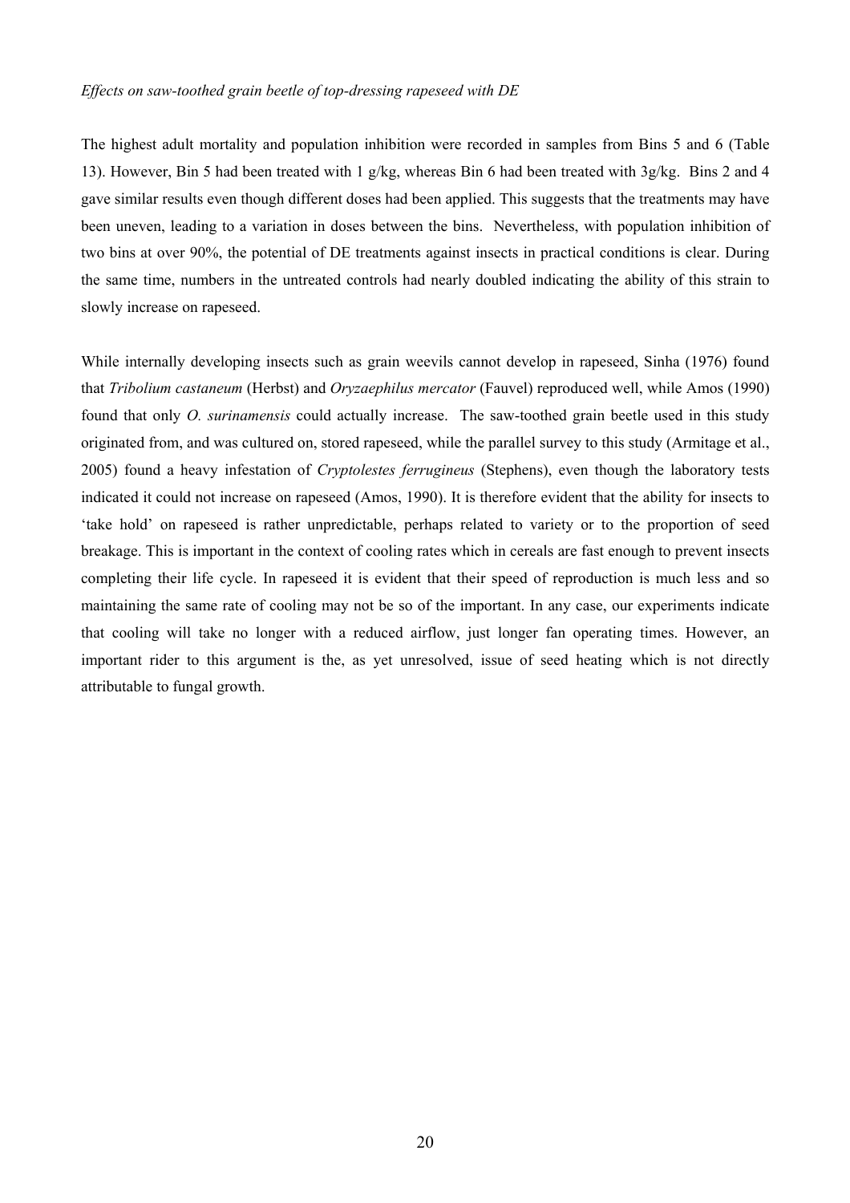*Effects on saw-toothed grain beetle of top-dressing rapeseed with DE*

The highest adult mortality and population inhibition were recorded in samples from Bins 5 and 6 (Table 13). However, Bin 5 had been treated with 1 g/kg, whereas Bin 6 had been treated with 3g/kg. Bins 2 and 4 gave similar results even though different doses had been applied. This suggests that the treatments may have been uneven, leading to a variation in doses between the bins. Nevertheless, with population inhibition of two bins at over 90%, the potential of DE treatments against insects in practical conditions is clear. During the same time, numbers in the untreated controls had nearly doubled indicating the ability of this strain to slowly increase on rapeseed.

While internally developing insects such as grain weevils cannot develop in rapeseed, Sinha (1976) found that *Tribolium castaneum* (Herbst) and *Oryzaephilus mercator* (Fauvel) reproduced well, while Amos (1990) found that only *O. surinamensis* could actually increase. The saw-toothed grain beetle used in this study originated from, and was cultured on, stored rapeseed, while the parallel survey to this study (Armitage et al., 2005) found a heavy infestation of *Cryptolestes ferrugineus* (Stephens), even though the laboratory tests indicated it could not increase on rapeseed (Amos, 1990). It is therefore evident that the ability for insects to 'take hold' on rapeseed is rather unpredictable, perhaps related to variety or to the proportion of seed breakage. This is important in the context of cooling rates which in cereals are fast enough to prevent insects completing their life cycle. In rapeseed it is evident that their speed of reproduction is much less and so maintaining the same rate of cooling may not be so of the important. In any case, our experiments indicate that cooling will take no longer with a reduced airflow, just longer fan operating times. However, an important rider to this argument is the, as yet unresolved, issue of seed heating which is not directly attributable to fungal growth.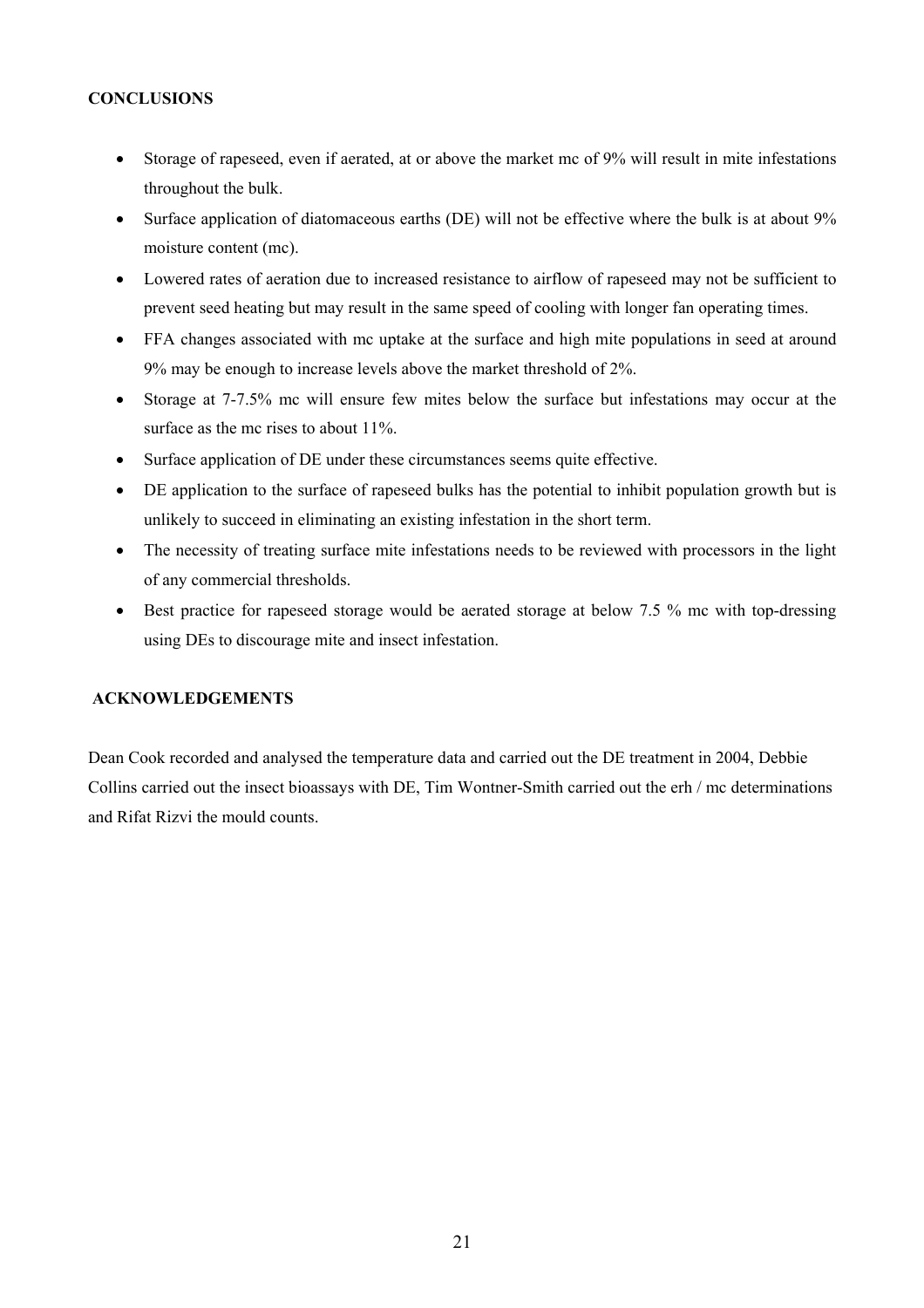## CONCLUSIONS

- Storage of rapeseed, even if aerated, at or above the market mc of 9% will result in mite infestations throughout the bulk.
- Surface application of diatomaceous earths (DE) will not be effective where the bulk is at about 9% moisture content (mc).
- Lowered rates of aeration due to increased resistance to airflow of rapeseed may not be sufficient to prevent seed heating but may result in the same speed of cooling with longer fan operating times.
- FFA changes associated with mc uptake at the surface and high mite populations in seed at around 9% may be enough to increase levels above the market threshold of 2%.
- Storage at 7-7.5% mc will ensure few mites below the surface but infestations may occur at the surface as the mc rises to about 11%.
- Surface application of DE under these circumstances seems quite effective.
- DE application to the surface of rapeseed bulks has the potential to inhibit population growth but is unlikely to succeed in eliminating an existing infestation in the short term.
- The necessity of treating surface mite infestations needs to be reviewed with processors in the light of any commercial thresholds.
- Best practice for rapeseed storage would be aerated storage at below 7.5 % mc with top-dressing using DEs to discourage mite and insect infestation.

## ACKNOWLEDGEMENTS

Dean Cook recorded and analysed the temperature data and carried out the DE treatment in 2004, Debbie Collins carried out the insect bioassays with DE, Tim Wontner-Smith carried out the erh / mc determinations and Rifat Rizvi the mould counts.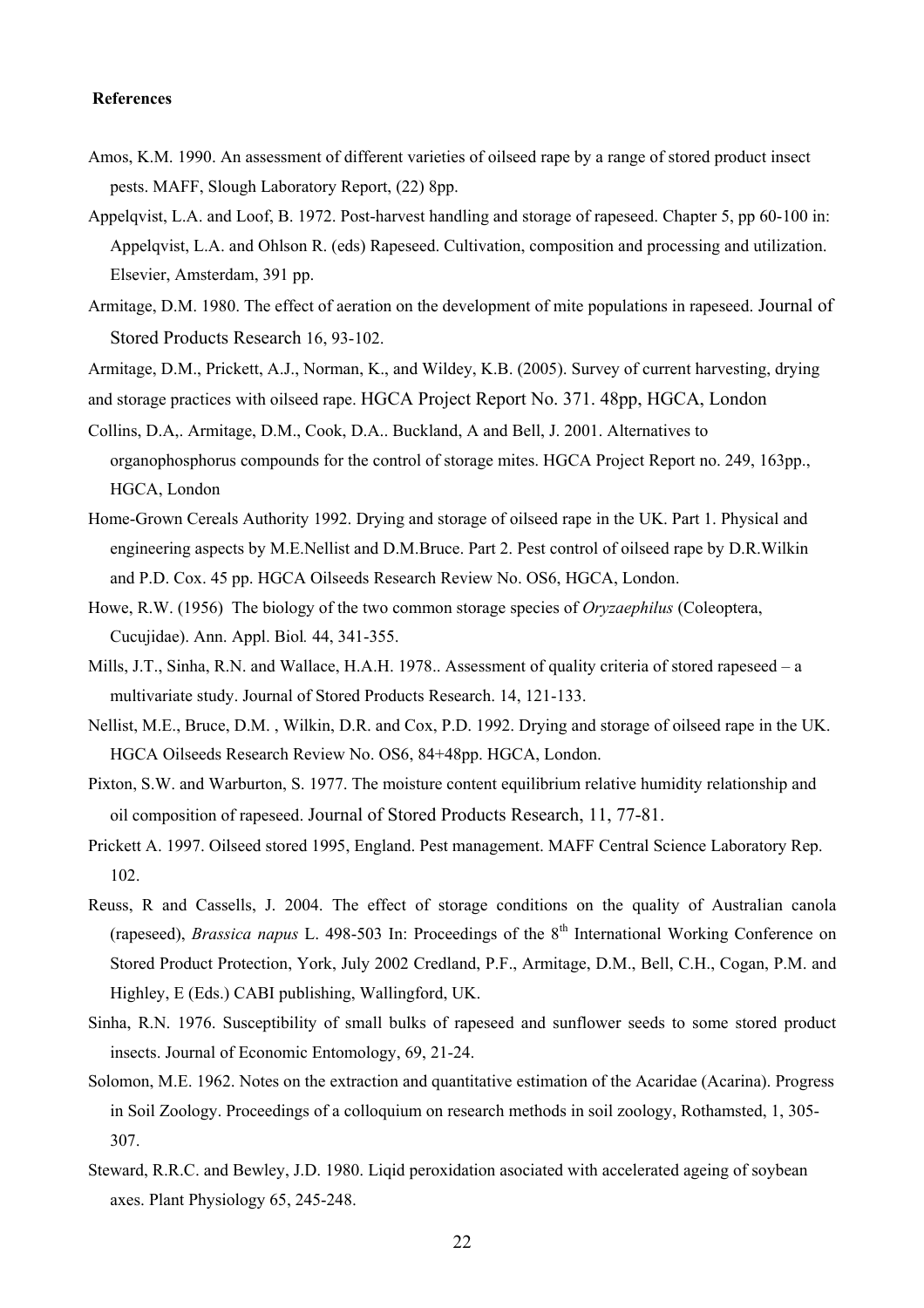**References**

Amos, K.M. 1990. An assessment of different varieties of oilseed rape by a range of stored product insect pests. MAFF, Slough Laboratory Report, (22) 8pp.

Appelqvist, L.A. and Loof, B. 1972. Post-harvest handling and storage of rapeseed. Chapter 5, pp 60-100 in: Appelqvist, L.A. and Ohlson R. (eds) Rapeseed. Cultivation, composition and processing and utilization. Elsevier, Amsterdam, 391 pp.

Armitage, D.M. 1980. The effect of aeration on the development of mite populations in rapeseed. Journal of Stored Products Research 16, 93-102.

Armitage, D.M., Prickett, A.J., Norman, K., and Wildey, K.B. (2005). Survey of current harvesting, drying and storage practices with oilseed rape. HGCA Project Report No. 371. 48pp, HGCA, London

Collins, D.A,. Armitage, D.M., Cook, D.A.. Buckland, A and Bell, J. 2001. Alternatives to organophosphorus compounds for the control of storage mites. HGCA Project Report no. 249, 163pp., HGCA, London

Home-Grown Cereals Authority 1992. Drying and storage of oilseed rape in the UK. Part 1. Physical and engineering aspects by M.E.Nellist and D.M.Bruce. Part 2. Pest control of oilseed rape by D.R.Wilkin and P.D. Cox. 45 pp. HGCA Oilseeds Research Review No. OS6, HGCA, London.

Howe, R.W. (1956) The biology of the two common storage species of *Oryzaephilus* (Coleoptera, Cucujidae). Ann. Appl. Biol*.* 44, 341-355.

Mills, J.T., Sinha, R.N. and Wallace, H.A.H. 1978.. Assessment of quality criteria of stored rapeseed – a multivariate study. Journal of Stored Products Research. 14, 121-133.

Nellist, M.E., Bruce, D.M. , Wilkin, D.R. and Cox, P.D. 1992. Drying and storage of oilseed rape in the UK. HGCA Oilseeds Research Review No. OS6, 84+48pp. HGCA, London.

Pixton, S.W. and Warburton, S. 1977. The moisture content equilibrium relative humidity relationship and oil composition of rapeseed. Journal of Stored Products Research, 11, 77-81.

Prickett A. 1997. Oilseed stored 1995, England. Pest management. MAFF Central Science Laboratory Rep. 102.

Reuss, R and Cassells, J. 2004. The effect of storage conditions on the quality of Australian canola (rapeseed), *Brassica napus* L. 498-503 In: Proceedings of the 8th International Working Conference on Stored Product Protection, York, July 2002 Credland, P.F., Armitage, D.M., Bell, C.H., Cogan, P.M. and Highley, E (Eds.) CABI publishing, Wallingford, UK.

Sinha, R.N. 1976. Susceptibility of small bulks of rapeseed and sunflower seeds to some stored product insects. Journal of Economic Entomology, 69, 21-24.

Solomon, M.E. 1962. Notes on the extraction and quantitative estimation of the Acaridae (Acarina). Progress in Soil Zoology. Proceedings of a colloquium on research methods in soil zoology, Rothamsted, 1, 305-307.

Steward, R.R.C. and Bewley, J.D. 1980. Liqid peroxidation asociated with accelerated ageing of soybean axes. Plant Physiology 65, 245-248.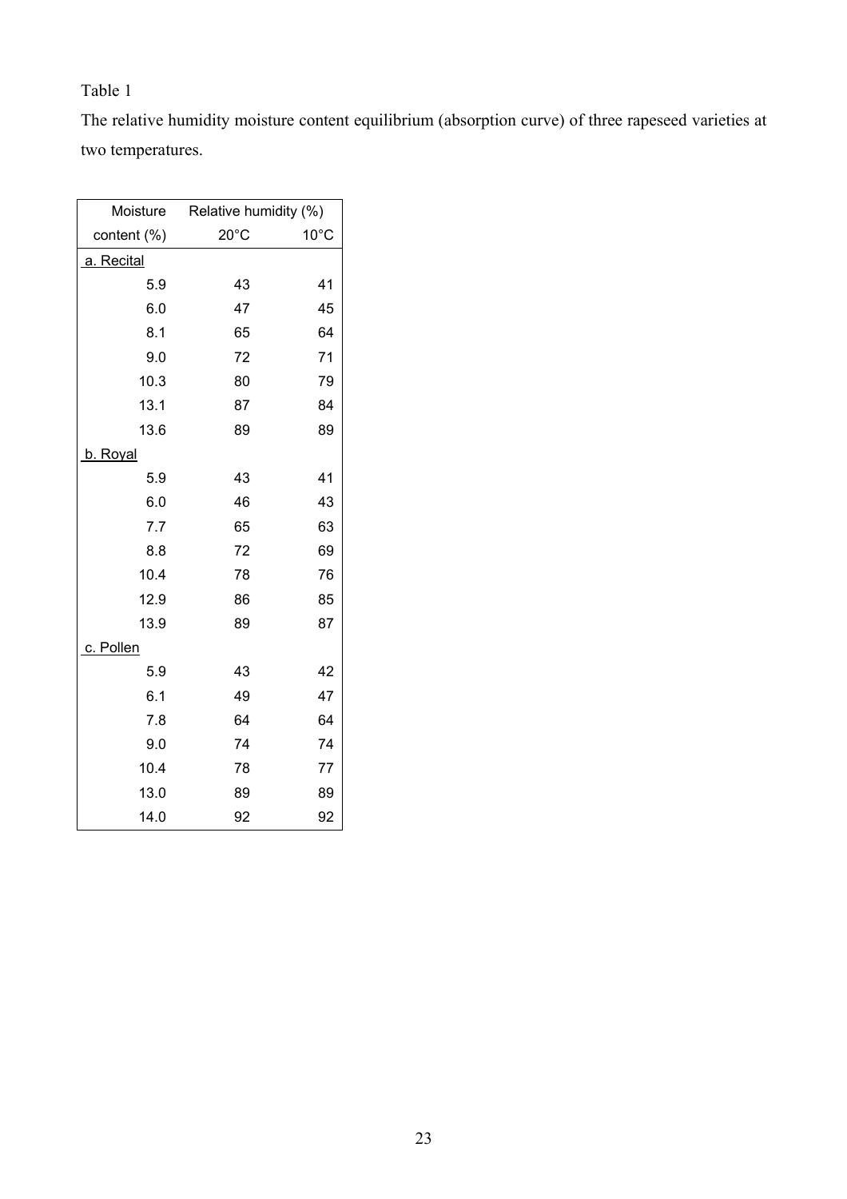Table 1

The relative humidity moisture content equilibrium (absorption curve) of three rapeseed varieties at two temperatures.

| Moisture | Relative humidity (%) | |
|---|---|---|
| content (%) | 20°C | 10°C |
| a. Recital | | |
| 5.9 | 43 | 41 |
| 6.0 | 47 | 45 |
| 8.1 | 65 | 64 |
| 9.0 | 72 | 71 |
| 10.3 | 80 | 79 |
| 13.1 | 87 | 84 |
| 13.6 | 89 | 89 |
| b. Royal | | |
| 5.9 | 43 | 41 |
| 6.0 | 46 | 43 |
| 7.7 | 65 | 63 |
| 8.8 | 72 | 69 |
| 10.4 | 78 | 76 |
| 12.9 | 86 | 85 |
| 13.9 | 89 | 87 |
| c. Pollen | | |
| 5.9 | 43 | 42 |
| 6.1 | 49 | 47 |
| 7.8 | 64 | 64 |
| 9.0 | 74 | 74 |
| 10.4 | 78 | 77 |
| 13.0 | 89 | 89 |
| 14.0 | 92 | 92 |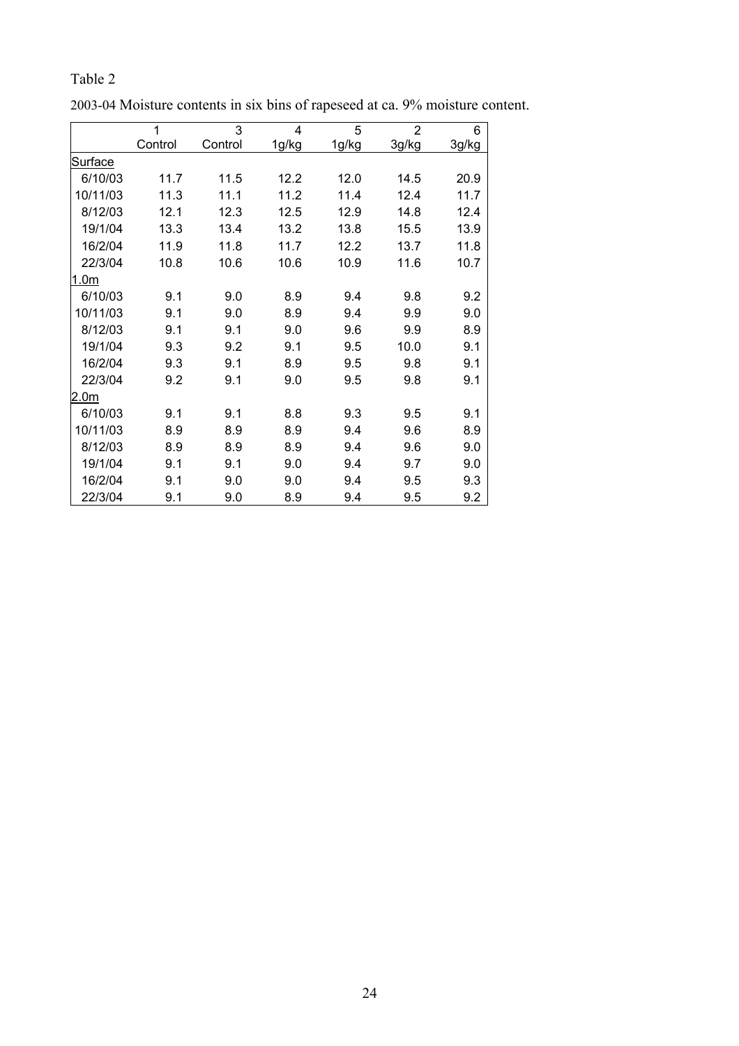Table 2

2003-04 Moisture contents in six bins of rapeseed at ca. 9% moisture content.

| | 1<br>Control | 3<br>Control | 4<br>1g/kg | 5<br>1g/kg | 2<br>3g/kg | 6<br>3g/kg |
|---|---|---|---|---|---|---|
| Surface | | | | | | |
| 6/10/03 | 11.7 | 11.5 | 12.2 | 12.0 | 14.5 | 20.9 |
| 10/11/03 | 11.3 | 11.1 | 11.2 | 11.4 | 12.4 | 11.7 |
| 8/12/03 | 12.1 | 12.3 | 12.5 | 12.9 | 14.8 | 12.4 |
| 19/1/04 | 13.3 | 13.4 | 13.2 | 13.8 | 15.5 | 13.9 |
| 16/2/04 | 11.9 | 11.8 | 11.7 | 12.2 | 13.7 | 11.8 |
| 22/3/04 | 10.8 | 10.6 | 10.6 | 10.9 | 11.6 | 10.7 |
| 1.0m | | | | | | |
| 6/10/03 | 9.1 | 9.0 | 8.9 | 9.4 | 9.8 | 9.2 |
| 10/11/03 | 9.1 | 9.0 | 8.9 | 9.4 | 9.9 | 9.0 |
| 8/12/03 | 9.1 | 9.1 | 9.0 | 9.6 | 9.9 | 8.9 |
| 19/1/04 | 9.3 | 9.2 | 9.1 | 9.5 | 10.0 | 9.1 |
| 16/2/04 | 9.3 | 9.1 | 8.9 | 9.5 | 9.8 | 9.1 |
| 22/3/04 | 9.2 | 9.1 | 9.0 | 9.5 | 9.8 | 9.1 |
| 2.0m | | | | | | |
| 6/10/03 | 9.1 | 9.1 | 8.8 | 9.3 | 9.5 | 9.1 |
| 10/11/03 | 8.9 | 8.9 | 8.9 | 9.4 | 9.6 | 8.9 |
| 8/12/03 | 8.9 | 8.9 | 8.9 | 9.4 | 9.6 | 9.0 |
| 19/1/04 | 9.1 | 9.1 | 9.0 | 9.4 | 9.7 | 9.0 |
| 16/2/04 | 9.1 | 9.0 | 9.0 | 9.4 | 9.5 | 9.3 |
| 22/3/04 | 9.1 | 9.0 | 8.9 | 9.4 | 9.5 | 9.2 |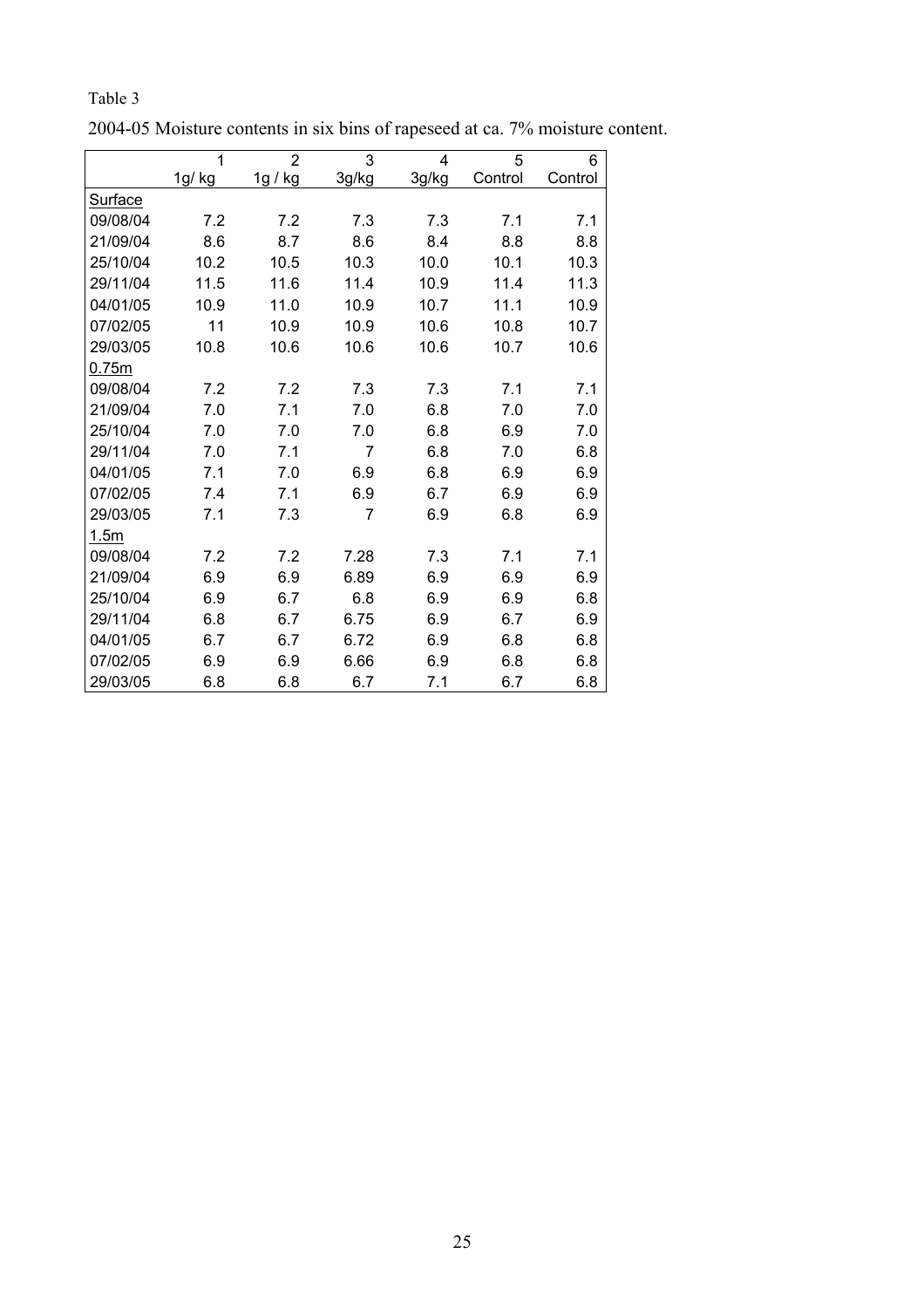Table 3

2004-05 Moisture contents in six bins of rapeseed at ca. 7% moisture content.

| | 1 | 2 | 3 | 4 | 5 | 6 |
|---|---|---|---|---|---|---|
| | 1g/ kg | 1g / kg | 3g/kg | 3g/kg | Control | Control |
| Surface | | | | | | |
| 09/08/04 | 7.2 | 7.2 | 7.3 | 7.3 | 7.1 | 7.1 |
| 21/09/04 | 8.6 | 8.7 | 8.6 | 8.4 | 8.8 | 8.8 |
| 25/10/04 | 10.2 | 10.5 | 10.3 | 10.0 | 10.1 | 10.3 |
| 29/11/04 | 11.5 | 11.6 | 11.4 | 10.9 | 11.4 | 11.3 |
| 04/01/05 | 10.9 | 11.0 | 10.9 | 10.7 | 11.1 | 10.9 |
| 07/02/05 | 11 | 10.9 | 10.9 | 10.6 | 10.8 | 10.7 |
| 29/03/05 | 10.8 | 10.6 | 10.6 | 10.6 | 10.7 | 10.6 |
| 0.75m | | | | | | |
| 09/08/04 | 7.2 | 7.2 | 7.3 | 7.3 | 7.1 | 7.1 |
| 21/09/04 | 7.0 | 7.1 | 7.0 | 6.8 | 7.0 | 7.0 |
| 25/10/04 | 7.0 | 7.0 | 7.0 | 6.8 | 6.9 | 7.0 |
| 29/11/04 | 7.0 | 7.1 | 7 | 6.8 | 7.0 | 6.8 |
| 04/01/05 | 7.1 | 7.0 | 6.9 | 6.8 | 6.9 | 6.9 |
| 07/02/05 | 7.4 | 7.1 | 6.9 | 6.7 | 6.9 | 6.9 |
| 29/03/05 | 7.1 | 7.3 | 7 | 6.9 | 6.8 | 6.9 |
| 1.5m | | | | | | |
| 09/08/04 | 7.2 | 7.2 | 7.28 | 7.3 | 7.1 | 7.1 |
| 21/09/04 | 6.9 | 6.9 | 6.89 | 6.9 | 6.9 | 6.9 |
| 25/10/04 | 6.9 | 6.7 | 6.8 | 6.9 | 6.9 | 6.8 |
| 29/11/04 | 6.8 | 6.7 | 6.75 | 6.9 | 6.7 | 6.9 |
| 04/01/05 | 6.7 | 6.7 | 6.72 | 6.9 | 6.8 | 6.8 |
| 07/02/05 | 6.9 | 6.9 | 6.66 | 6.9 | 6.8 | 6.8 |
| 29/03/05 | 6.8 | 6.8 | 6.7 | 7.1 | 6.7 | 6.8 |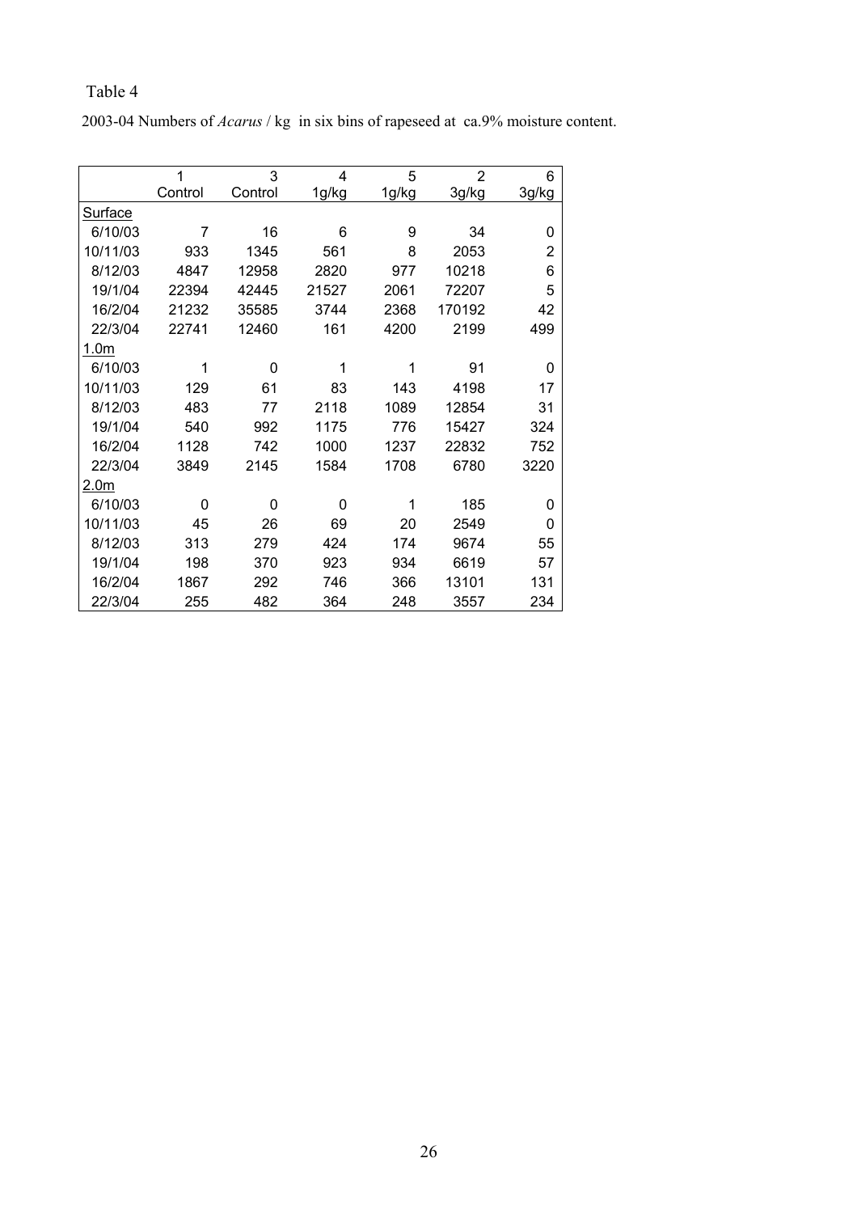Table 4

2003-04 Numbers of *Acarus* / kg in six bins of rapeseed at ca.9% moisture content.

| | 1 Control | 3 Control | 4 1g/kg | 5 1g/kg | 2 3g/kg | 6 3g/kg |
|---|---|---|---|---|---|---|
| Surface | | | | | | |
| 6/10/03 | 7 | 16 | 6 | 9 | 34 | 0 |
| 10/11/03 | 933 | 1345 | 561 | 8 | 2053 | 2 |
| 8/12/03 | 4847 | 12958 | 2820 | 977 | 10218 | 6 |
| 19/1/04 | 22394 | 42445 | 21527 | 2061 | 72207 | 5 |
| 16/2/04 | 21232 | 35585 | 3744 | 2368 | 170192 | 42 |
| 22/3/04 | 22741 | 12460 | 161 | 4200 | 2199 | 499 |
| 1.0m | | | | | | |
| 6/10/03 | 1 | 0 | 1 | 1 | 91 | 0 |
| 10/11/03 | 129 | 61 | 83 | 143 | 4198 | 17 |
| 8/12/03 | 483 | 77 | 2118 | 1089 | 12854 | 31 |
| 19/1/04 | 540 | 992 | 1175 | 776 | 15427 | 324 |
| 16/2/04 | 1128 | 742 | 1000 | 1237 | 22832 | 752 |
| 22/3/04 | 3849 | 2145 | 1584 | 1708 | 6780 | 3220 |
| 2.0m | | | | | | |
| 6/10/03 | 0 | 0 | 0 | 1 | 185 | 0 |
| 10/11/03 | 45 | 26 | 69 | 20 | 2549 | 0 |
| 8/12/03 | 313 | 279 | 424 | 174 | 9674 | 55 |
| 19/1/04 | 198 | 370 | 923 | 934 | 6619 | 57 |
| 16/2/04 | 1867 | 292 | 746 | 366 | 13101 | 131 |
| 22/3/04 | 255 | 482 | 364 | 248 | 3557 | 234 |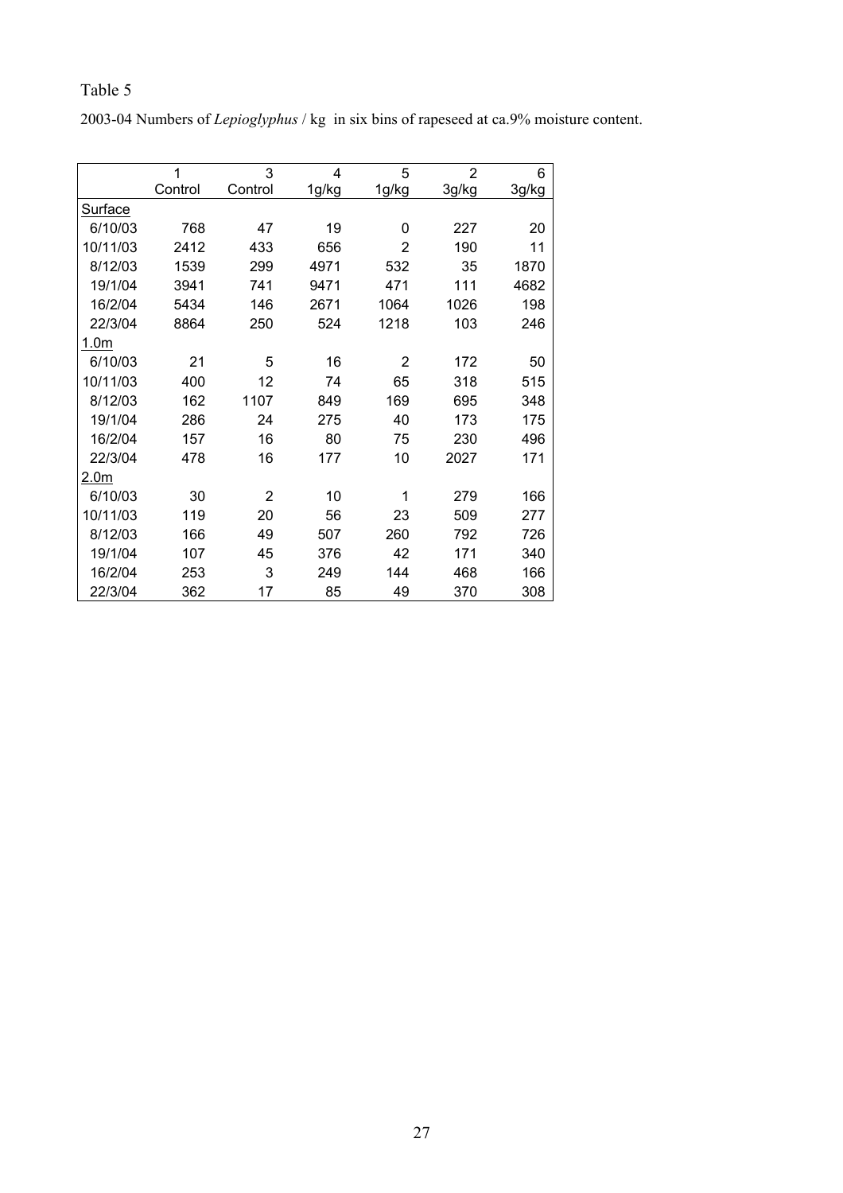Table 5

2003-04 Numbers of *Lepioglyphus* / kg in six bins of rapeseed at ca.9% moisture content.

| | 1 Control | 3 Control | 4 1g/kg | 5 1g/kg | 2 3g/kg | 6 3g/kg |
|---|---|---|---|---|---|---|
| Surface | | | | | | |
| 6/10/03 | 768 | 47 | 19 | 0 | 227 | 20 |
| 10/11/03 | 2412 | 433 | 656 | 2 | 190 | 11 |
| 8/12/03 | 1539 | 299 | 4971 | 532 | 35 | 1870 |
| 19/1/04 | 3941 | 741 | 9471 | 471 | 111 | 4682 |
| 16/2/04 | 5434 | 146 | 2671 | 1064 | 1026 | 198 |
| 22/3/04 | 8864 | 250 | 524 | 1218 | 103 | 246 |
| 1.0m | | | | | | |
| 6/10/03 | 21 | 5 | 16 | 2 | 172 | 50 |
| 10/11/03 | 400 | 12 | 74 | 65 | 318 | 515 |
| 8/12/03 | 162 | 1107 | 849 | 169 | 695 | 348 |
| 19/1/04 | 286 | 24 | 275 | 40 | 173 | 175 |
| 16/2/04 | 157 | 16 | 80 | 75 | 230 | 496 |
| 22/3/04 | 478 | 16 | 177 | 10 | 2027 | 171 |
| 2.0m | | | | | | |
| 6/10/03 | 30 | 2 | 10 | 1 | 279 | 166 |
| 10/11/03 | 119 | 20 | 56 | 23 | 509 | 277 |
| 8/12/03 | 166 | 49 | 507 | 260 | 792 | 726 |
| 19/1/04 | 107 | 45 | 376 | 42 | 171 | 340 |
| 16/2/04 | 253 | 3 | 249 | 144 | 468 | 166 |
| 22/3/04 | 362 | 17 | 85 | 49 | 370 | 308 |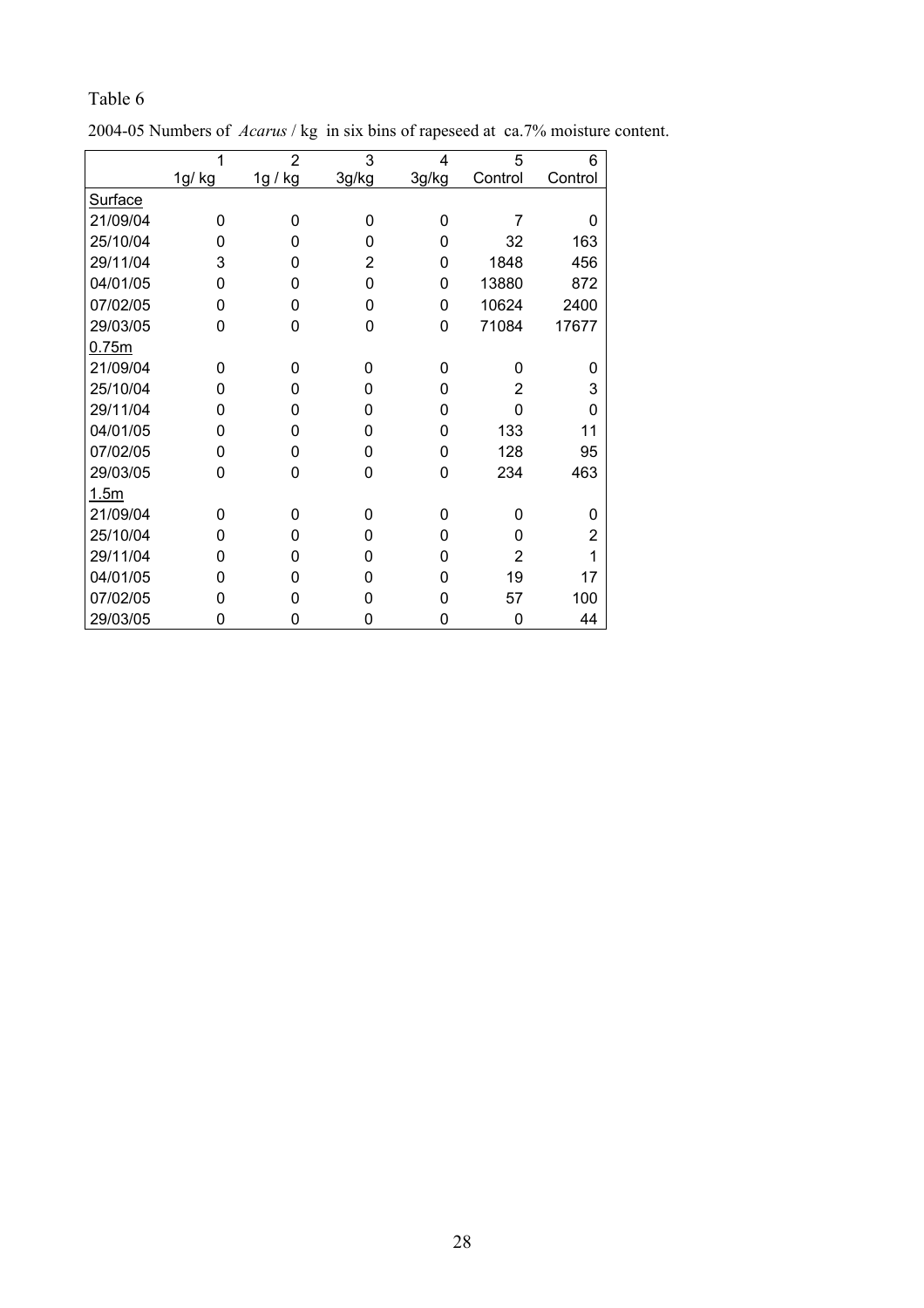Table 6

2004-05 Numbers of *Acarus* / kg in six bins of rapeseed at ca.7% moisture content.

| | 1 | 2 | 3 | 4 | 5 | 6 |
|---|---|---|---|---|---|---|
| | 1g/ kg | 1g / kg | 3g/kg | 3g/kg | Control | Control |
| Surface | | | | | | |
| 21/09/04 | 0 | 0 | 0 | 0 | 7 | 0 |
| 25/10/04 | 0 | 0 | 0 | 0 | 32 | 163 |
| 29/11/04 | 3 | 0 | 2 | 0 | 1848 | 456 |
| 04/01/05 | 0 | 0 | 0 | 0 | 13880 | 872 |
| 07/02/05 | 0 | 0 | 0 | 0 | 10624 | 2400 |
| 29/03/05 | 0 | 0 | 0 | 0 | 71084 | 17677 |
| 0.75m | | | | | | |
| 21/09/04 | 0 | 0 | 0 | 0 | 0 | 0 |
| 25/10/04 | 0 | 0 | 0 | 0 | 2 | 3 |
| 29/11/04 | 0 | 0 | 0 | 0 | 0 | 0 |
| 04/01/05 | 0 | 0 | 0 | 0 | 133 | 11 |
| 07/02/05 | 0 | 0 | 0 | 0 | 128 | 95 |
| 29/03/05 | 0 | 0 | 0 | 0 | 234 | 463 |
| 1.5m | | | | | | |
| 21/09/04 | 0 | 0 | 0 | 0 | 0 | 0 |
| 25/10/04 | 0 | 0 | 0 | 0 | 0 | 2 |
| 29/11/04 | 0 | 0 | 0 | 0 | 2 | 1 |
| 04/01/05 | 0 | 0 | 0 | 0 | 19 | 17 |
| 07/02/05 | 0 | 0 | 0 | 0 | 57 | 100 |
| 29/03/05 | 0 | 0 | 0 | 0 | 0 | 44 |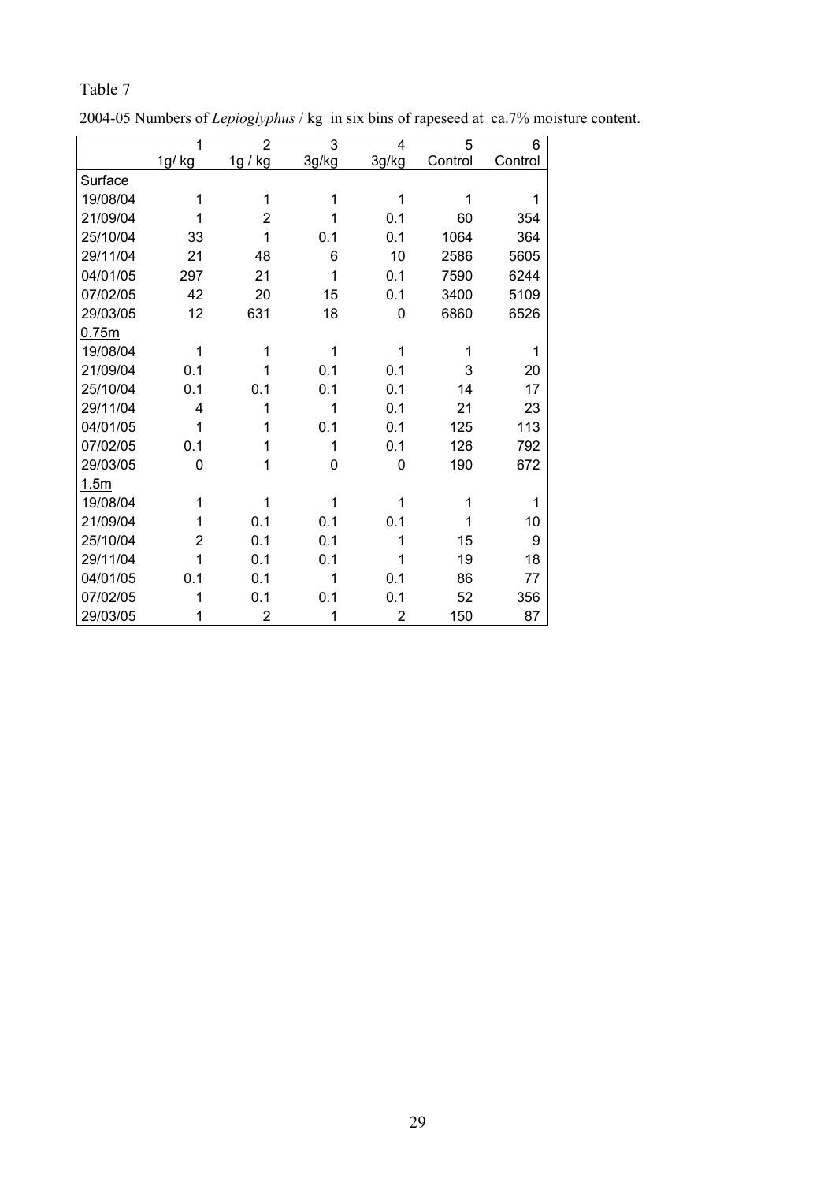Table 7

2004-05 Numbers of *Lepioglyphus* / kg in six bins of rapeseed at ca.7% moisture content.

| | 1 | 2 | 3 | 4 | 5 | 6 |
|---|---|---|---|---|---|---|
| | 1g/ kg | 1g / kg | 3g/kg | 3g/kg | Control | Control |
| Surface | | | | | | |
| 19/08/04 | 1 | 1 | 1 | 1 | 1 | 1 |
| 21/09/04 | 1 | 2 | 1 | 0.1 | 60 | 354 |
| 25/10/04 | 33 | 1 | 0.1 | 0.1 | 1064 | 364 |
| 29/11/04 | 21 | 48 | 6 | 10 | 2586 | 5605 |
| 04/01/05 | 297 | 21 | 1 | 0.1 | 7590 | 6244 |
| 07/02/05 | 42 | 20 | 15 | 0.1 | 3400 | 5109 |
| 29/03/05 | 12 | 631 | 18 | 0 | 6860 | 6526 |
| 0.75m | | | | | | |
| 19/08/04 | 1 | 1 | 1 | 1 | 1 | 1 |
| 21/09/04 | 0.1 | 1 | 0.1 | 0.1 | 3 | 20 |
| 25/10/04 | 0.1 | 0.1 | 0.1 | 0.1 | 14 | 17 |
| 29/11/04 | 4 | 1 | 1 | 0.1 | 21 | 23 |
| 04/01/05 | 1 | 1 | 0.1 | 0.1 | 125 | 113 |
| 07/02/05 | 0.1 | 1 | 1 | 0.1 | 126 | 792 |
| 29/03/05 | 0 | 1 | 0 | 0 | 190 | 672 |
| 1.5m | | | | | | |
| 19/08/04 | 1 | 1 | 1 | 1 | 1 | 1 |
| 21/09/04 | 1 | 0.1 | 0.1 | 0.1 | 1 | 10 |
| 25/10/04 | 2 | 0.1 | 0.1 | 1 | 15 | 9 |
| 29/11/04 | 1 | 0.1 | 0.1 | 1 | 19 | 18 |
| 04/01/05 | 0.1 | 0.1 | 1 | 0.1 | 86 | 77 |
| 07/02/05 | 1 | 0.1 | 0.1 | 0.1 | 52 | 356 |
| 29/03/05 | 1 | 2 | 1 | 2 | 150 | 87 |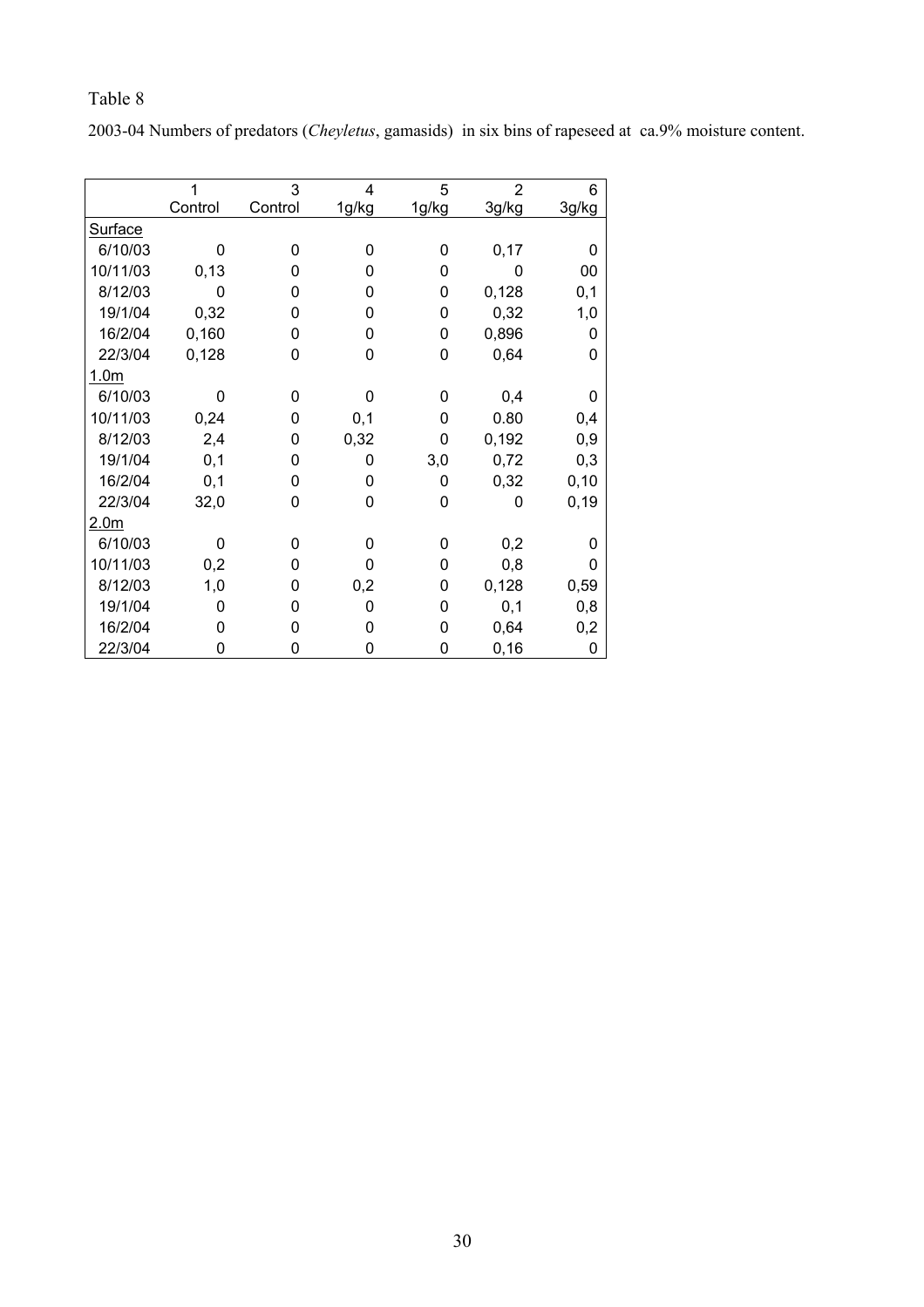Table 8

2003-04 Numbers of predators (*Cheyletus*, gamasids) in six bins of rapeseed at ca.9% moisture content.

| | 1 Control | 3 Control | 4 1g/kg | 5 1g/kg | 2 3g/kg | 6 3g/kg |
|---|---|---|---|---|---|---|
| Surface | | | | | | |
| 6/10/03 | 0 | 0 | 0 | 0 | 0,17 | 0 |
| 10/11/03 | 0,13 | 0 | 0 | 0 | 0 | 00 |
| 8/12/03 | 0 | 0 | 0 | 0 | 0,128 | 0,1 |
| 19/1/04 | 0,32 | 0 | 0 | 0 | 0,32 | 1,0 |
| 16/2/04 | 0,160 | 0 | 0 | 0 | 0,896 | 0 |
| 22/3/04 | 0,128 | 0 | 0 | 0 | 0,64 | 0 |
| 1.0m | | | | | | |
| 6/10/03 | 0 | 0 | 0 | 0 | 0,4 | 0 |
| 10/11/03 | 0,24 | 0 | 0,1 | 0 | 0.80 | 0,4 |
| 8/12/03 | 2,4 | 0 | 0,32 | 0 | 0,192 | 0,9 |
| 19/1/04 | 0,1 | 0 | 0 | 3,0 | 0,72 | 0,3 |
| 16/2/04 | 0,1 | 0 | 0 | 0 | 0,32 | 0,10 |
| 22/3/04 | 32,0 | 0 | 0 | 0 | 0 | 0,19 |
| 2.0m | | | | | | |
| 6/10/03 | 0 | 0 | 0 | 0 | 0,2 | 0 |
| 10/11/03 | 0,2 | 0 | 0 | 0 | 0,8 | 0 |
| 8/12/03 | 1,0 | 0 | 0,2 | 0 | 0,128 | 0,59 |
| 19/1/04 | 0 | 0 | 0 | 0 | 0,1 | 0,8 |
| 16/2/04 | 0 | 0 | 0 | 0 | 0,64 | 0,2 |
| 22/3/04 | 0 | 0 | 0 | 0 | 0,16 | 0 |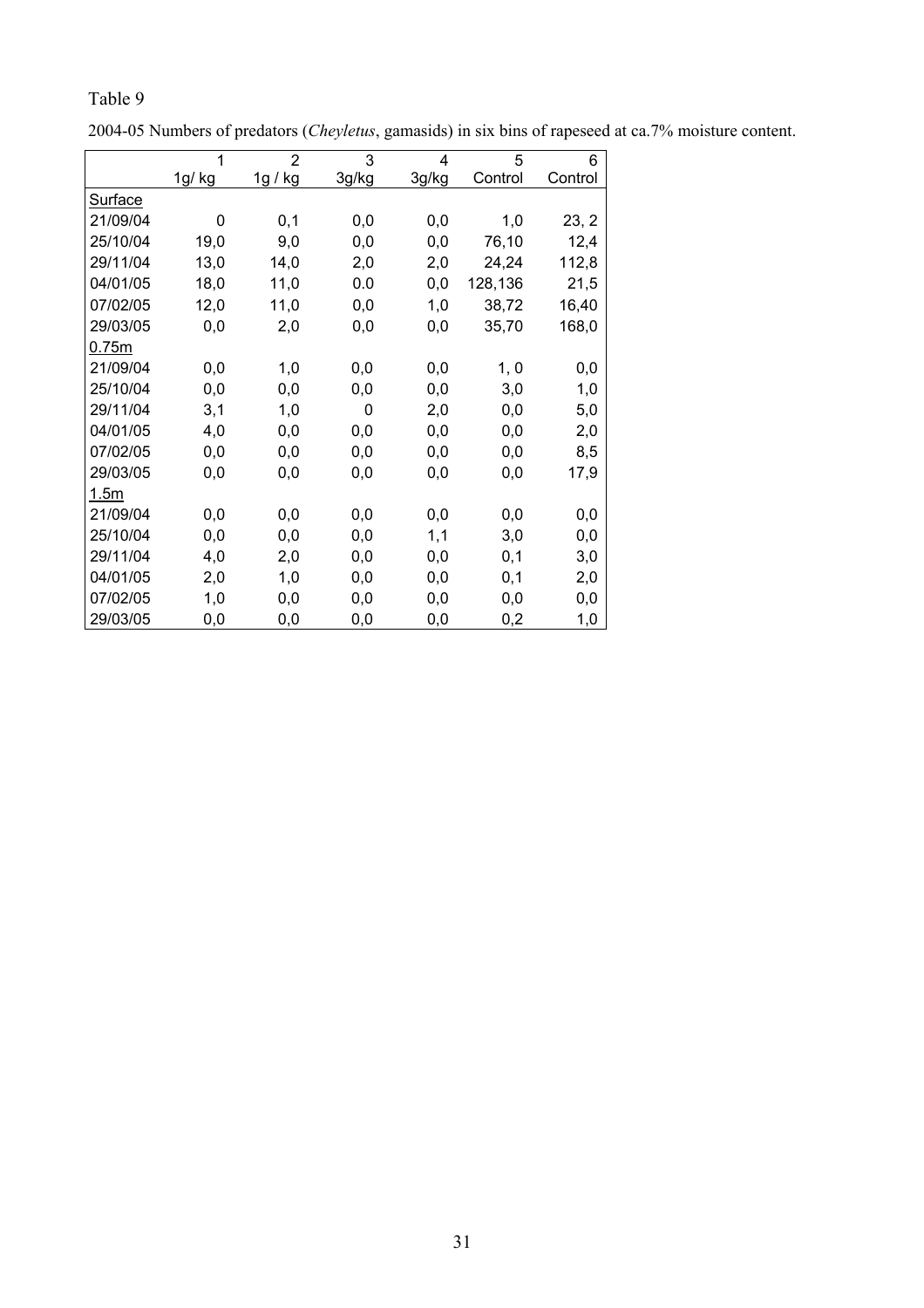Table 9

2004-05 Numbers of predators (*Cheyletus*, gamasids) in six bins of rapeseed at ca.7% moisture content.

| | 1<br>1g/ kg | 2<br>1g / kg | 3<br>3g/kg | 4<br>3g/kg | 5<br>Control | 6<br>Control |
|---|---|---|---|---|---|---|
| Surface | | | | | | |
| 21/09/04 | 0 | 0,1 | 0,0 | 0,0 | 1,0 | 23, 2 |
| 25/10/04 | 19,0 | 9,0 | 0,0 | 0,0 | 76,10 | 12,4 |
| 29/11/04 | 13,0 | 14,0 | 2,0 | 2,0 | 24,24 | 112,8 |
| 04/01/05 | 18,0 | 11,0 | 0.0 | 0,0 | 128,136 | 21,5 |
| 07/02/05 | 12,0 | 11,0 | 0,0 | 1,0 | 38,72 | 16,40 |
| 29/03/05 | 0,0 | 2,0 | 0,0 | 0,0 | 35,70 | 168,0 |
| 0.75m | | | | | | |
| 21/09/04 | 0,0 | 1,0 | 0,0 | 0,0 | 1, 0 | 0,0 |
| 25/10/04 | 0,0 | 0,0 | 0,0 | 0,0 | 3,0 | 1,0 |
| 29/11/04 | 3,1 | 1,0 | 0 | 2,0 | 0,0 | 5,0 |
| 04/01/05 | 4,0 | 0,0 | 0,0 | 0,0 | 0,0 | 2,0 |
| 07/02/05 | 0,0 | 0,0 | 0,0 | 0,0 | 0,0 | 8,5 |
| 29/03/05 | 0,0 | 0,0 | 0,0 | 0,0 | 0,0 | 17,9 |
| 1.5m | | | | | | |
| 21/09/04 | 0,0 | 0,0 | 0,0 | 0,0 | 0,0 | 0,0 |
| 25/10/04 | 0,0 | 0,0 | 0,0 | 1,1 | 3,0 | 0,0 |
| 29/11/04 | 4,0 | 2,0 | 0,0 | 0,0 | 0,1 | 3,0 |
| 04/01/05 | 2,0 | 1,0 | 0,0 | 0,0 | 0,1 | 2,0 |
| 07/02/05 | 1,0 | 0,0 | 0,0 | 0,0 | 0,0 | 0,0 |
| 29/03/05 | 0,0 | 0,0 | 0,0 | 0,0 | 0,2 | 1,0 |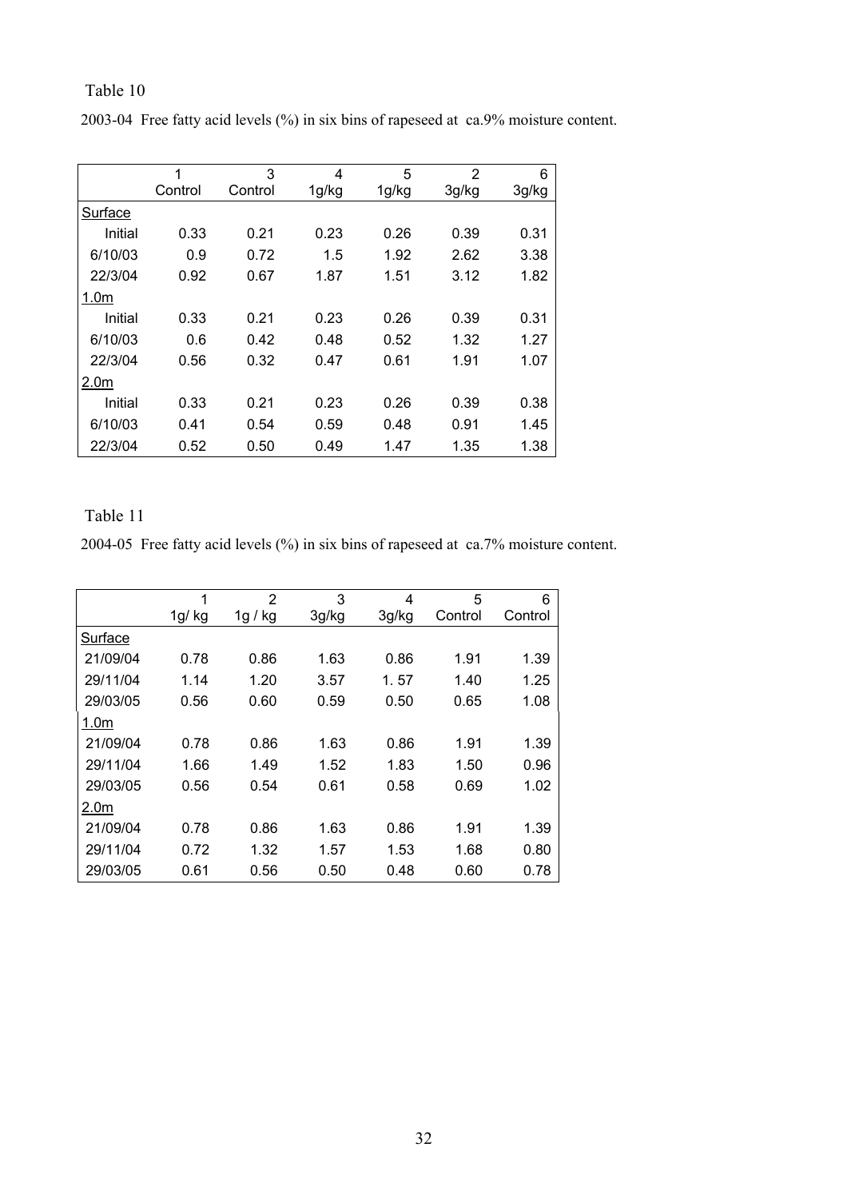Table 10

2003-04 Free fatty acid levels (%) in six bins of rapeseed at ca.9% moisture content.

| | 1<br>Control | 3<br>Control | 4<br>1g/kg | 5<br>1g/kg | 2<br>3g/kg | 6<br>3g/kg |
|---|---|---|---|---|---|---|
| Surface | | | | | | |
| Initial | 0.33 | 0.21 | 0.23 | 0.26 | 0.39 | 0.31 |
| 6/10/03 | 0.9 | 0.72 | 1.5 | 1.92 | 2.62 | 3.38 |
| 22/3/04 | 0.92 | 0.67 | 1.87 | 1.51 | 3.12 | 1.82 |
| 1.0m | | | | | | |
| Initial | 0.33 | 0.21 | 0.23 | 0.26 | 0.39 | 0.31 |
| 6/10/03 | 0.6 | 0.42 | 0.48 | 0.52 | 1.32 | 1.27 |
| 22/3/04 | 0.56 | 0.32 | 0.47 | 0.61 | 1.91 | 1.07 |
| 2.0m | | | | | | |
| Initial | 0.33 | 0.21 | 0.23 | 0.26 | 0.39 | 0.38 |
| 6/10/03 | 0.41 | 0.54 | 0.59 | 0.48 | 0.91 | 1.45 |
| 22/3/04 | 0.52 | 0.50 | 0.49 | 1.47 | 1.35 | 1.38 |

Table 11

2004-05 Free fatty acid levels (%) in six bins of rapeseed at ca.7% moisture content.

| | 1<br>1g/ kg | 2<br>1g / kg | 3<br>3g/kg | 4<br>3g/kg | 5<br>Control | 6<br>Control |
|---|---|---|---|---|---|---|
| Surface | | | | | | |
| 21/09/04 | 0.78 | 0.86 | 1.63 | 0.86 | 1.91 | 1.39 |
| 29/11/04 | 1.14 | 1.20 | 3.57 | 1. 57 | 1.40 | 1.25 |
| 29/03/05 | 0.56 | 0.60 | 0.59 | 0.50 | 0.65 | 1.08 |
| 1.0m | | | | | | |
| 21/09/04 | 0.78 | 0.86 | 1.63 | 0.86 | 1.91 | 1.39 |
| 29/11/04 | 1.66 | 1.49 | 1.52 | 1.83 | 1.50 | 0.96 |
| 29/03/05 | 0.56 | 0.54 | 0.61 | 0.58 | 0.69 | 1.02 |
| 2.0m | | | | | | |
| 21/09/04 | 0.78 | 0.86 | 1.63 | 0.86 | 1.91 | 1.39 |
| 29/11/04 | 0.72 | 1.32 | 1.57 | 1.53 | 1.68 | 0.80 |
| 29/03/05 | 0.61 | 0.56 | 0.50 | 0.48 | 0.60 | 0.78 |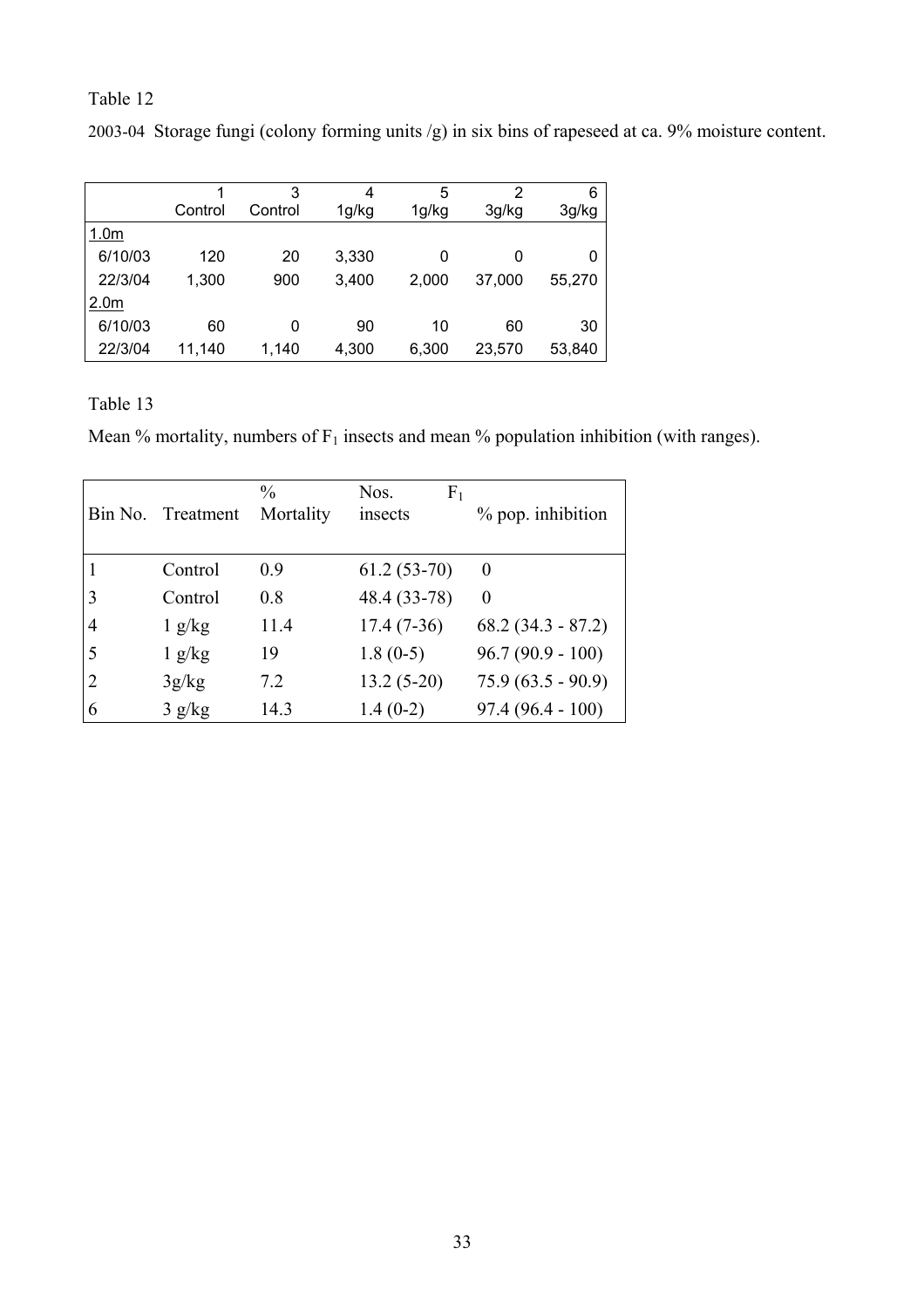Table 12

2003-04 Storage fungi (colony forming units /g) in six bins of rapeseed at ca. 9% moisture content.

| | 1<br>Control | 3<br>Control | 4<br>1g/kg | 5<br>1g/kg | 2<br>3g/kg | 6<br>3g/kg |
|---|---|---|---|---|---|---|
| 1.0m | | | | | | |
| 6/10/03 | 120 | 20 | 3,330 | 0 | 0 | 0 |
| 22/3/04 | 1,300 | 900 | 3,400 | 2,000 | 37,000 | 55,270 |
| 2.0m | | | | | | |
| 6/10/03 | 60 | 0 | 90 | 10 | 60 | 30 |
| 22/3/04 | 11,140 | 1,140 | 4,300 | 6,300 | 23,570 | 53,840 |

Table 13

Mean % mortality, numbers of $F_1$ insects and mean % population inhibition (with ranges).

| Bin No. | Treatment | % Mortality | Nos. $F_1$ insects | % pop. inhibition |
|---|---|---|---|---|
| 1 | Control | 0.9 | 61.2 (53-70) | 0 |
| 3 | Control | 0.8 | 48.4 (33-78) | 0 |
| 4 | 1 g/kg | 11.4 | 17.4 (7-36) | 68.2 (34.3 - 87.2) |
| 5 | 1 g/kg | 19 | 1.8 (0-5) | 96.7 (90.9 - 100) |
| 2 | 3g/kg | 7.2 | 13.2 (5-20) | 75.9 (63.5 - 90.9) |
| 6 | 3 g/kg | 14.3 | 1.4 (0-2) | 97.4 (96.4 - 100) |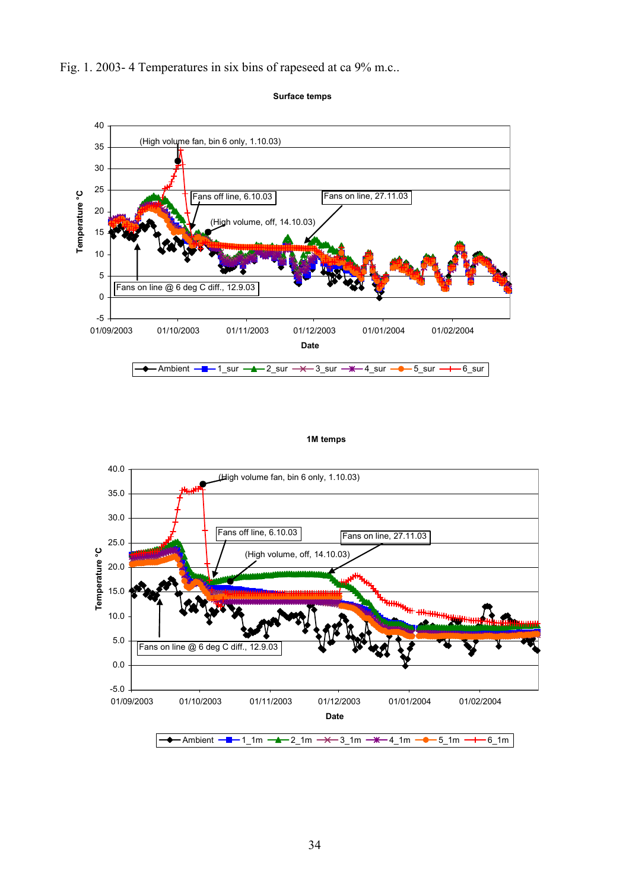Fig. 1. 2003- 4 Temperatures in six bins of rapeseed at ca 9% m.c..

**Surface temps**

(High volume fan, bin 6 only, 1.10.03)

Fans off line, 6.10.03

Fans on line, 27.11.03

(High volume, off, 14.10.03)

Fans on line @ 6 deg C diff., 12.9.03

Temperature °C

Date

Ambient, 1_sur, 2_sur, 3_sur, 4_sur, 5_sur, 6_sur

**1M temps**

(High volume fan, bin 6 only, 1.10.03)

Fans off line, 6.10.03

Fans on line, 27.11.03

(High volume, off, 14.10.03)

Fans on line @ 6 deg C diff., 12.9.03

Temperature °C

Date

Ambient, 1_1m, 2_1m, 3_1m, 4_1m, 5_1m, 6_1m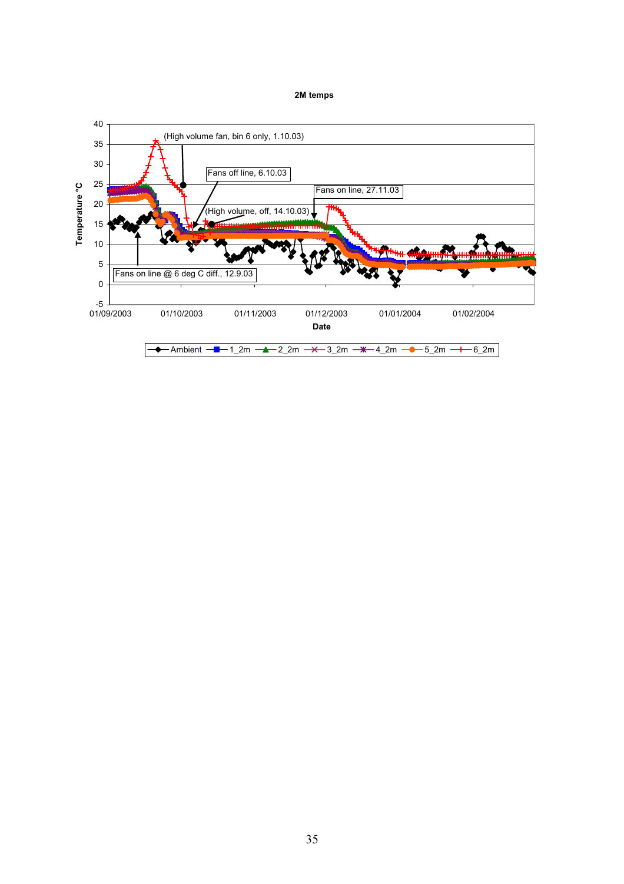**2M temps**

(High volume fan, bin 6 only, 1.10.03)

Fans off line, 6.10.03

Fans on line, 27.11.03

(High volume, off, 14.10.03)

Fans on line @ 6 deg C diff., 12.9.03

Temperature °C

Date

01/09/2003 01/10/2003 01/11/2003 01/12/2003 01/01/2004 01/02/2004

Ambient, 1_2m, 2_2m, 3_2m, 4_2m, 5_2m, 6_2m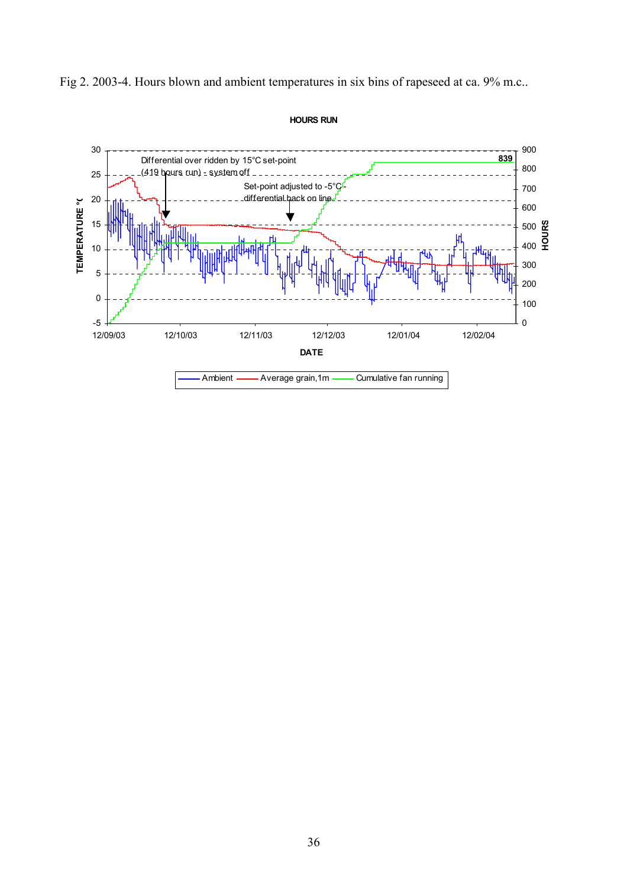Fig 2. 2003-4. Hours blown and ambient temperatures in six bins of rapeseed at ca. 9% m.c..

HOURS RUN

Differential over ridden by 15°C set-point (419 hours run) - system off

Set-point adjusted to -5°C differential back on line

839

TEMPERATURE °C

HOURS

DATE

12/09/03 12/10/03 12/11/03 12/12/03 12/01/04 12/02/04

Ambient — Average grain,1m — Cumulative fan running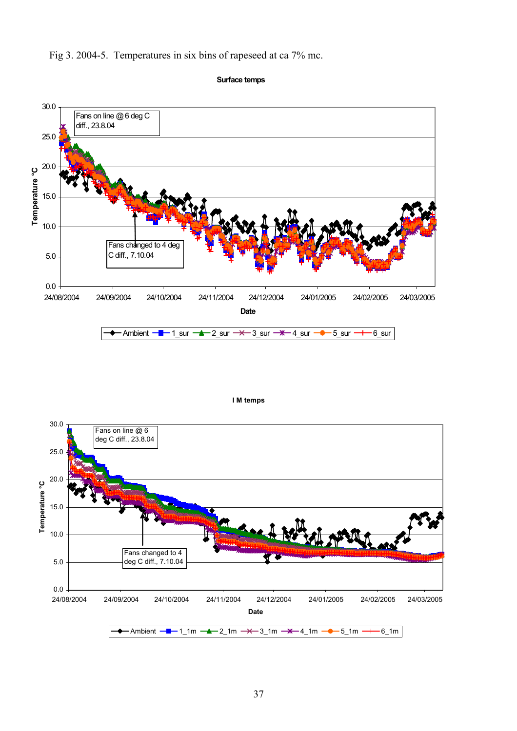Fig 3. 2004-5. Temperatures in six bins of rapeseed at ca 7% mc.

**Surface temps**

Fans on line @ 6 deg C diff., 23.8.04

Fans changed to 4 deg C diff., 7.10.04

Temperature °C

Date

Ambient, 1_sur, 2_sur, 3_sur, 4_sur, 5_sur, 6_sur

**I M temps**

Fans on line @ 6 deg C diff., 23.8.04

Fans changed to 4 deg C diff., 7.10.04

Temperature °C

Date

Ambient, 1_1m, 2_1m, 3_1m, 4_1m, 5_1m, 6_1m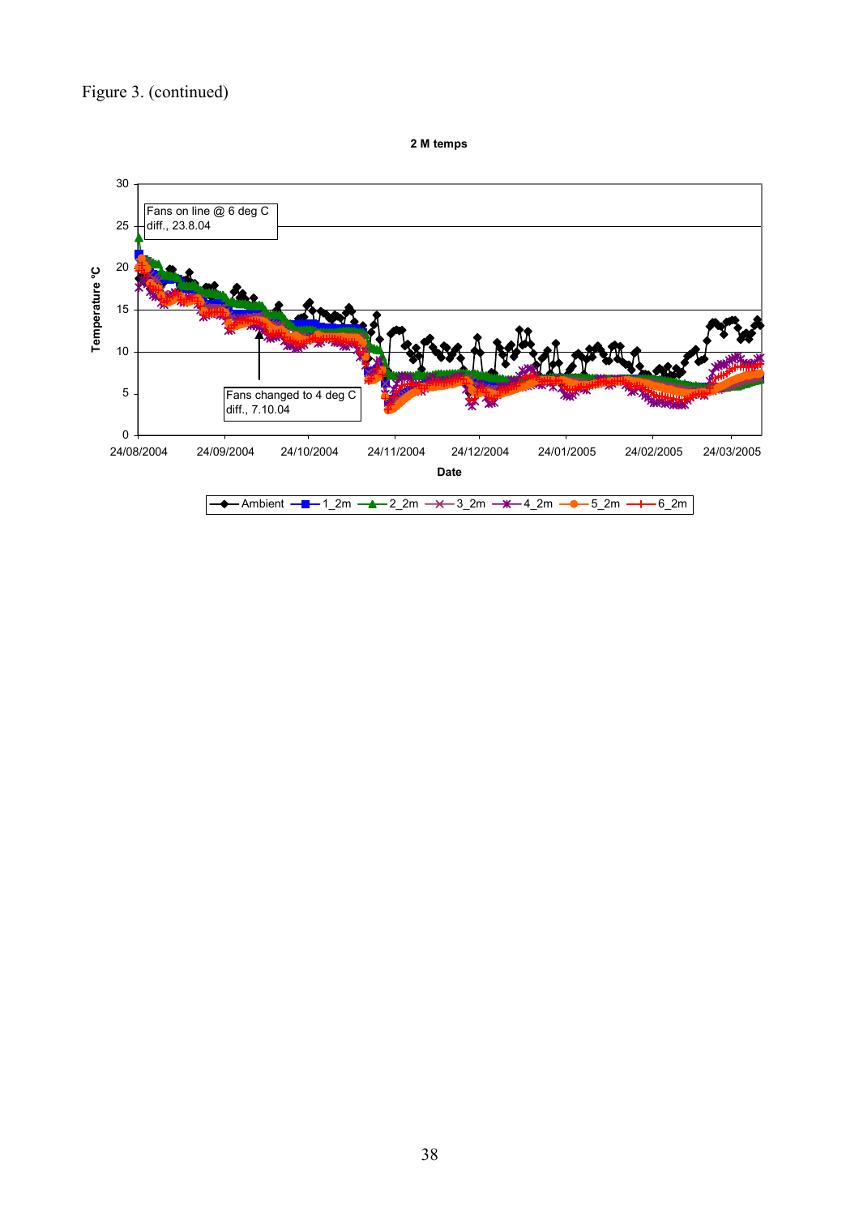Figure 3. (continued)

**2 M temps**

Fans on line @ 6 deg C diff., 23.8.04

Fans changed to 4 deg C diff., 7.10.04

Temperature °C

Date

24/08/2004 24/09/2004 24/10/2004 24/11/2004 24/12/2004 24/01/2005 24/02/2005 24/03/2005

Ambient 1_2m 2_2m 3_2m 4_2m 5_2m 6_2m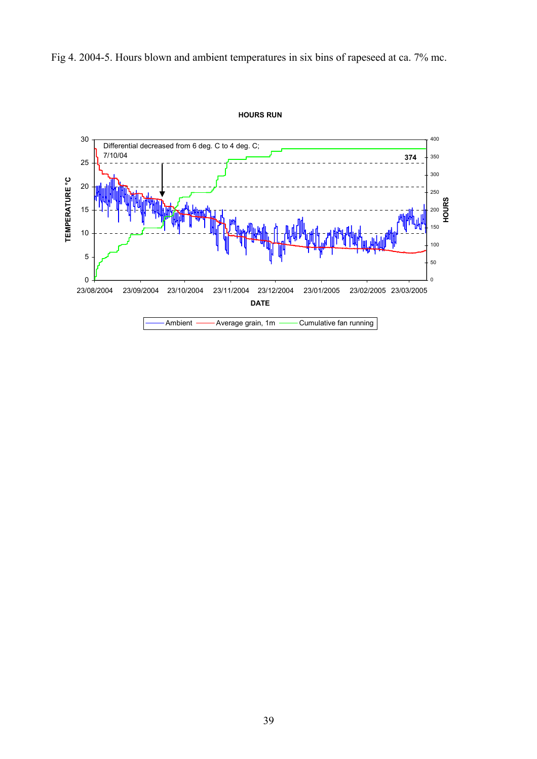Fig 4. 2004-5. Hours blown and ambient temperatures in six bins of rapeseed at ca. 7% mc.

HOURS RUN

Differential decreased from 6 deg. C to 4 deg. C; 7/10/04

374

TEMPERATURE °C

0
5
10
15
20
25
30

HOURS

0
50
100
150
200
250
300
350
400

23/08/2004 23/09/2004 23/10/2004 23/11/2004 23/12/2004 23/01/2005 23/02/2005 23/03/2005

DATE

Ambient
Average grain, 1m
Cumulative fan running